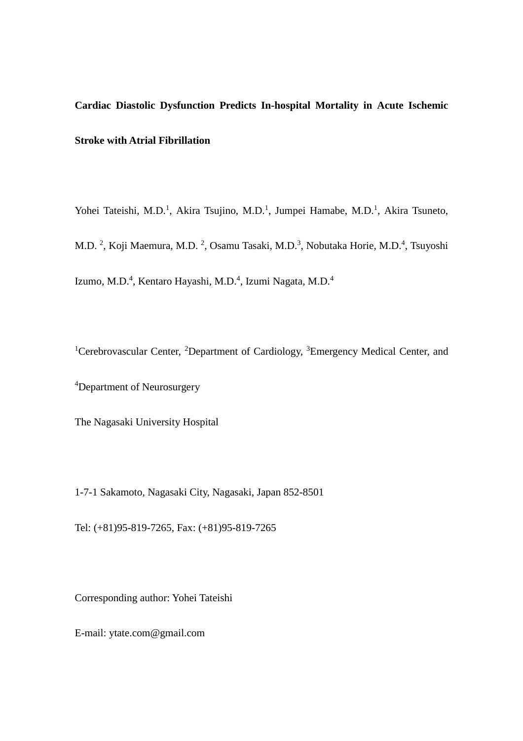# Cardiac Diastolic Dysfunction Predicts In-hospital Mortality in Acute Ischemic Stroke with Atrial Fibrillation

Yohei Tateishi, M.D.[1], Akira Tsujino, M.D.[1], Jumpei Hamabe, M.D.[1], Akira Tsuneto, M.D. [2], Koji Maemura, M.D. [2], Osamu Tasaki, M.D.[3], Nobutaka Horie, M.D.[4], Tsuyoshi Izumo, M.D.[4], Kentaro Hayashi, M.D.[4], Izumi Nagata, M.D.[4]

[1]Cerebrovascular Center, [2]Department of Cardiology, [3]Emergency Medical Center, and [4]Department of Neurosurgery

The Nagasaki University Hospital

1-7-1 Sakamoto, Nagasaki City, Nagasaki, Japan 852-8501

Tel: (+81)95-819-7265, Fax: (+81)95-819-7265

Corresponding author: Yohei Tateishi

E-mail: ytate.com@gmail.com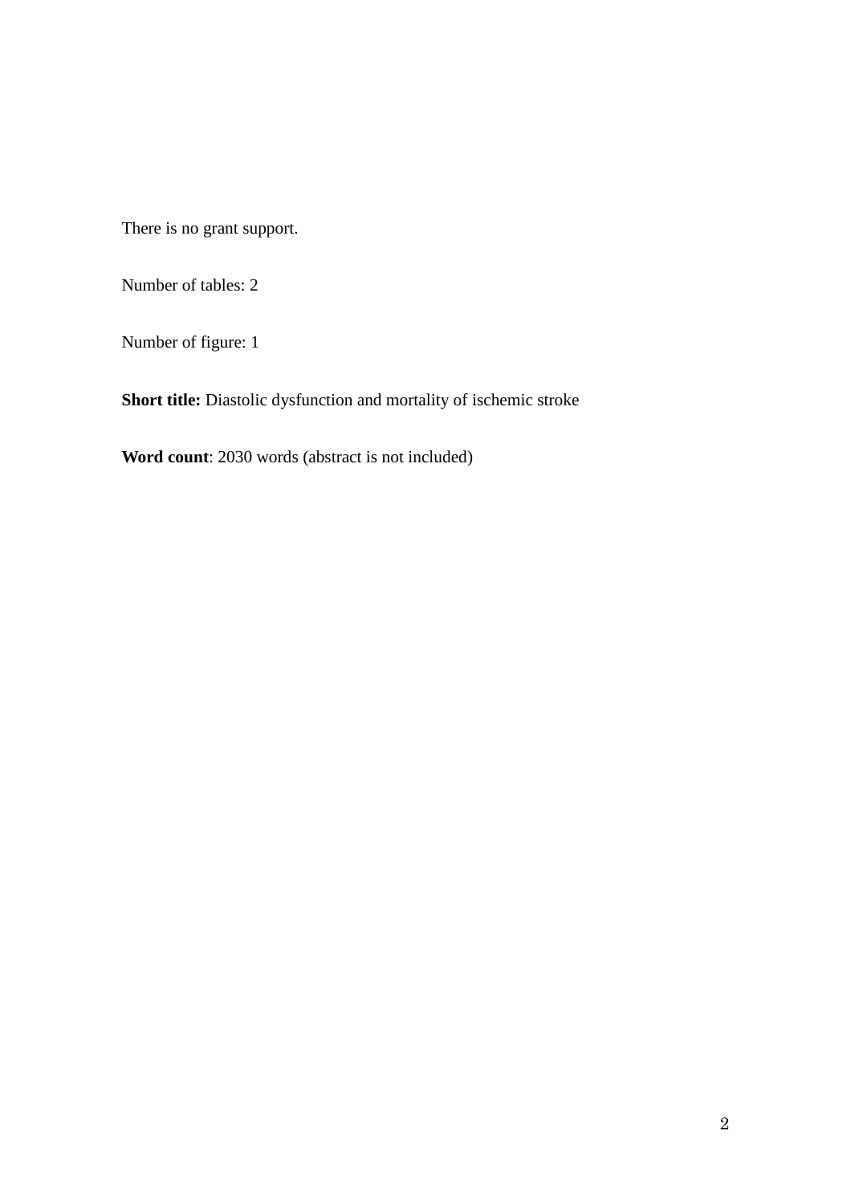There is no grant support.

Number of tables: 2

Number of figure: 1

**Short title:** Diastolic dysfunction and mortality of ischemic stroke

**Word count**: 2030 words (abstract is not included)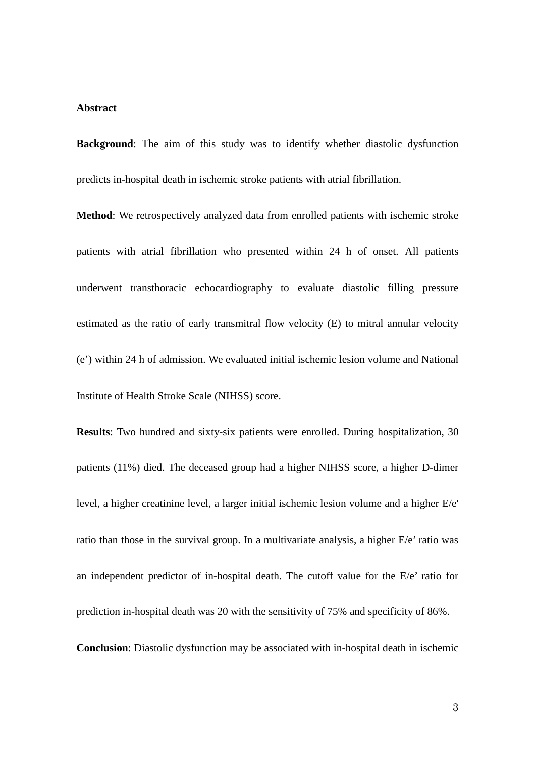## Abstract

**Background**: The aim of this study was to identify whether diastolic dysfunction predicts in-hospital death in ischemic stroke patients with atrial fibrillation.

**Method**: We retrospectively analyzed data from enrolled patients with ischemic stroke patients with atrial fibrillation who presented within 24 h of onset. All patients underwent transthoracic echocardiography to evaluate diastolic filling pressure estimated as the ratio of early transmitral flow velocity (E) to mitral annular velocity (e') within 24 h of admission. We evaluated initial ischemic lesion volume and National Institute of Health Stroke Scale (NIHSS) score.

**Results**: Two hundred and sixty-six patients were enrolled. During hospitalization, 30 patients (11%) died. The deceased group had a higher NIHSS score, a higher D-dimer level, a higher creatinine level, a larger initial ischemic lesion volume and a higher E/e' ratio than those in the survival group. In a multivariate analysis, a higher E/e' ratio was an independent predictor of in-hospital death. The cutoff value for the E/e' ratio for prediction in-hospital death was 20 with the sensitivity of 75% and specificity of 86%.

**Conclusion**: Diastolic dysfunction may be associated with in-hospital death in ischemic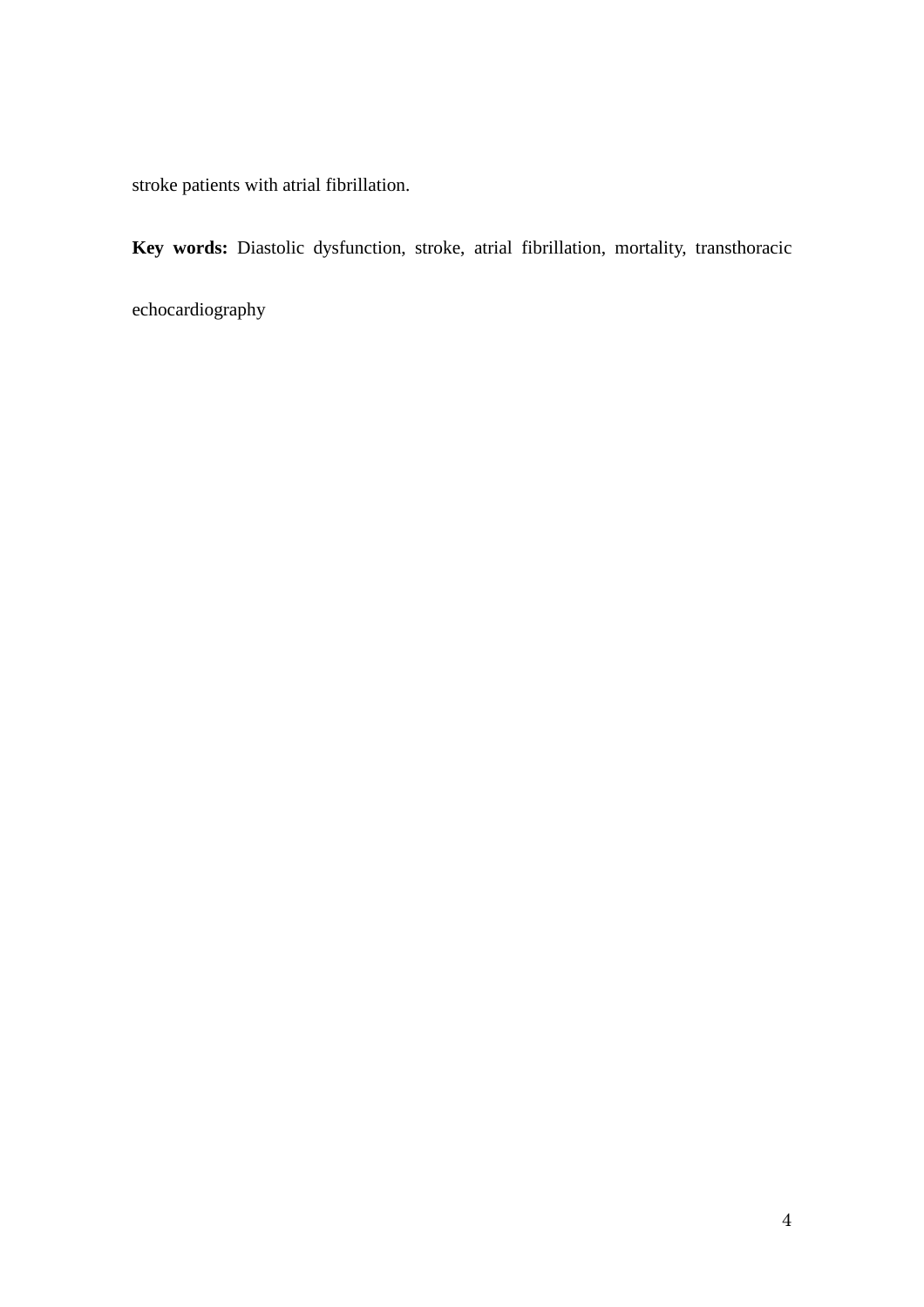stroke patients with atrial fibrillation.

**Key words:** Diastolic dysfunction, stroke, atrial fibrillation, mortality, transthoracic echocardiography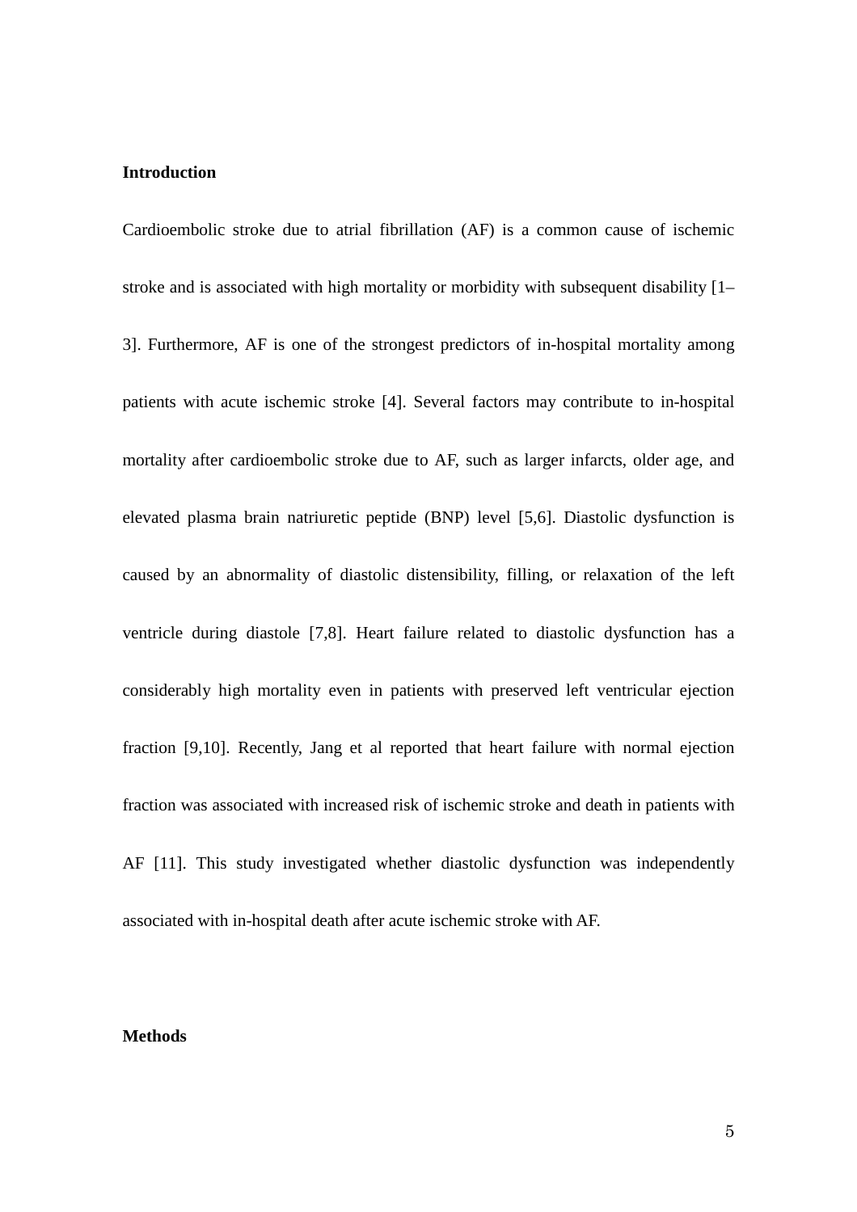**Introduction**

Cardioembolic stroke due to atrial fibrillation (AF) is a common cause of ischemic stroke and is associated with high mortality or morbidity with subsequent disability [1–3]. Furthermore, AF is one of the strongest predictors of in-hospital mortality among patients with acute ischemic stroke [4]. Several factors may contribute to in-hospital mortality after cardioembolic stroke due to AF, such as larger infarcts, older age, and elevated plasma brain natriuretic peptide (BNP) level [5,6]. Diastolic dysfunction is caused by an abnormality of diastolic distensibility, filling, or relaxation of the left ventricle during diastole [7,8]. Heart failure related to diastolic dysfunction has a considerably high mortality even in patients with preserved left ventricular ejection fraction [9,10]. Recently, Jang et al reported that heart failure with normal ejection fraction was associated with increased risk of ischemic stroke and death in patients with AF [11]. This study investigated whether diastolic dysfunction was independently associated with in-hospital death after acute ischemic stroke with AF.

**Methods**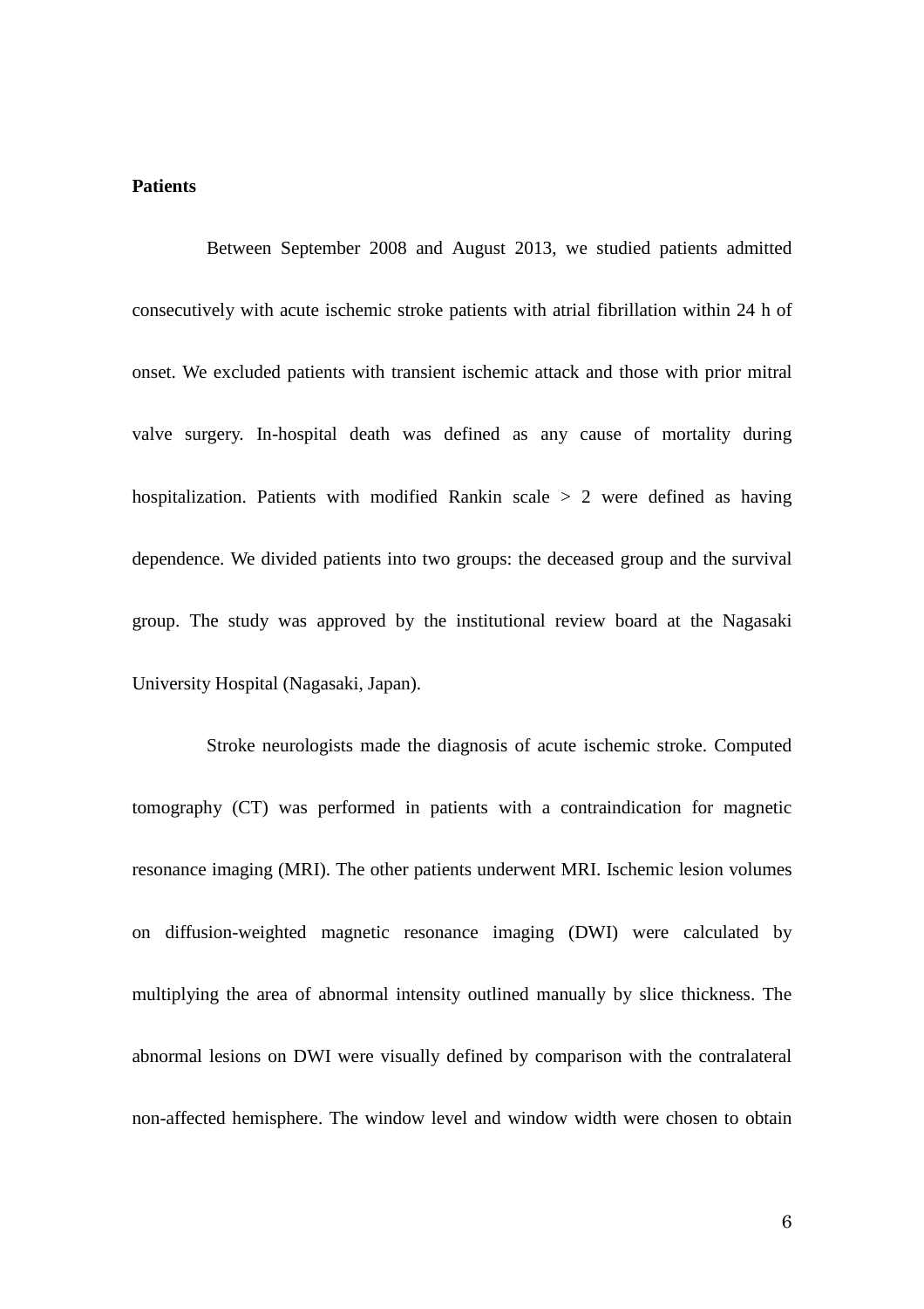**Patients**

Between September 2008 and August 2013, we studied patients admitted consecutively with acute ischemic stroke patients with atrial fibrillation within 24 h of onset. We excluded patients with transient ischemic attack and those with prior mitral valve surgery. In-hospital death was defined as any cause of mortality during hospitalization. Patients with modified Rankin scale > 2 were defined as having dependence. We divided patients into two groups: the deceased group and the survival group. The study was approved by the institutional review board at the Nagasaki University Hospital (Nagasaki, Japan).

Stroke neurologists made the diagnosis of acute ischemic stroke. Computed tomography (CT) was performed in patients with a contraindication for magnetic resonance imaging (MRI). The other patients underwent MRI. Ischemic lesion volumes on diffusion-weighted magnetic resonance imaging (DWI) were calculated by multiplying the area of abnormal intensity outlined manually by slice thickness. The abnormal lesions on DWI were visually defined by comparison with the contralateral non-affected hemisphere. The window level and window width were chosen to obtain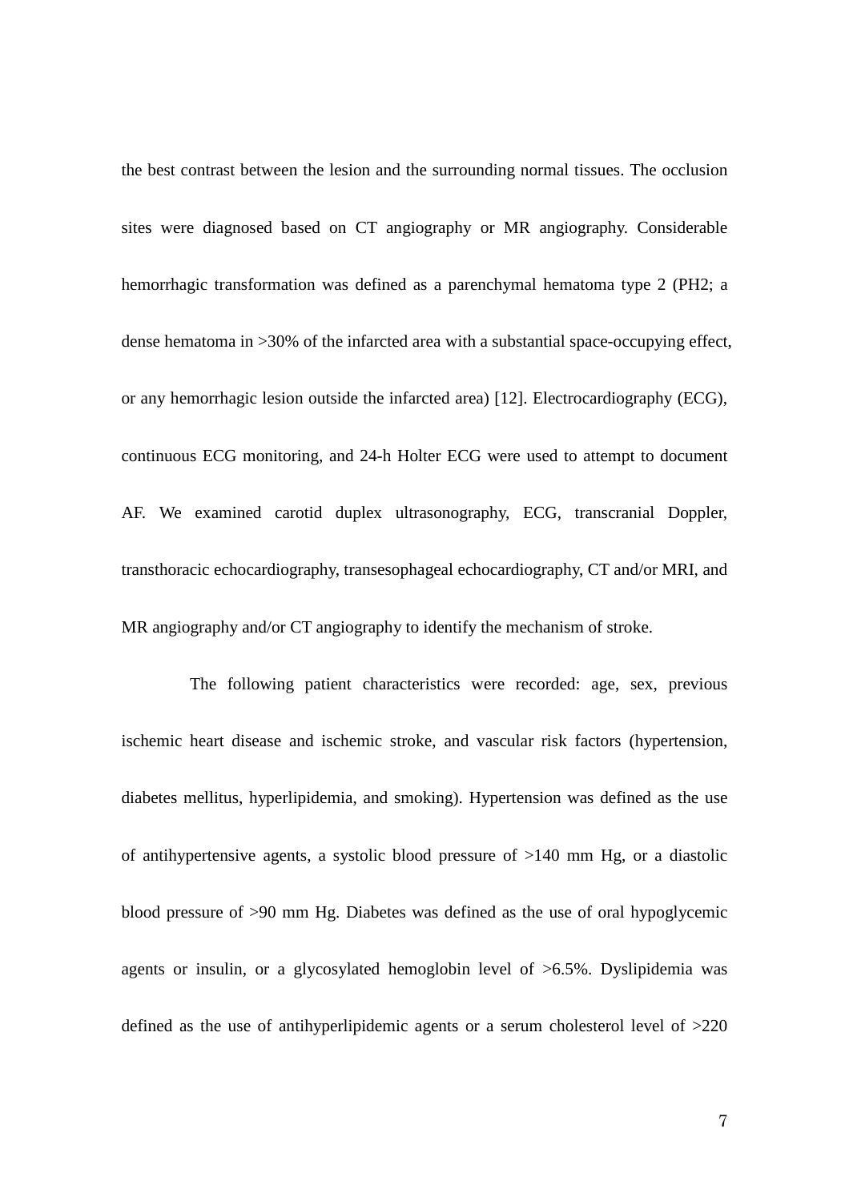the best contrast between the lesion and the surrounding normal tissues. The occlusion sites were diagnosed based on CT angiography or MR angiography. Considerable hemorrhagic transformation was defined as a parenchymal hematoma type 2 (PH2; a dense hematoma in >30% of the infarcted area with a substantial space-occupying effect, or any hemorrhagic lesion outside the infarcted area) [12]. Electrocardiography (ECG), continuous ECG monitoring, and 24-h Holter ECG were used to attempt to document AF. We examined carotid duplex ultrasonography, ECG, transcranial Doppler, transthoracic echocardiography, transesophageal echocardiography, CT and/or MRI, and MR angiography and/or CT angiography to identify the mechanism of stroke.

The following patient characteristics were recorded: age, sex, previous ischemic heart disease and ischemic stroke, and vascular risk factors (hypertension, diabetes mellitus, hyperlipidemia, and smoking). Hypertension was defined as the use of antihypertensive agents, a systolic blood pressure of >140 mm Hg, or a diastolic blood pressure of >90 mm Hg. Diabetes was defined as the use of oral hypoglycemic agents or insulin, or a glycosylated hemoglobin level of >6.5%. Dyslipidemia was defined as the use of antihyperlipidemic agents or a serum cholesterol level of >220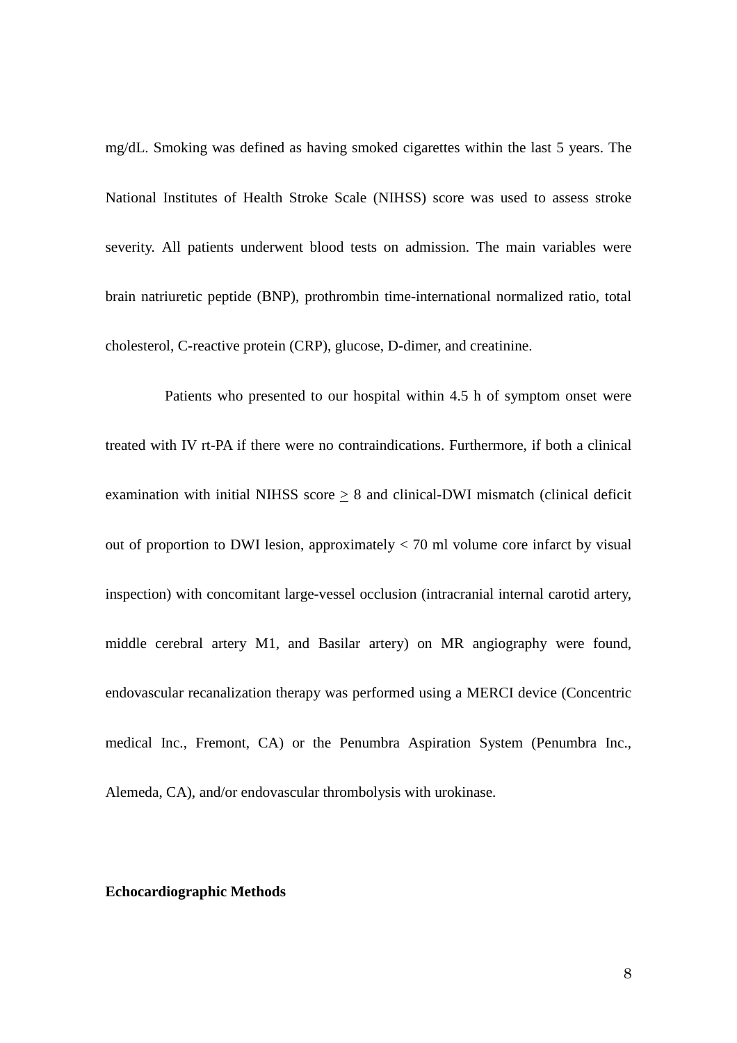mg/dL. Smoking was defined as having smoked cigarettes within the last 5 years. The National Institutes of Health Stroke Scale (NIHSS) score was used to assess stroke severity. All patients underwent blood tests on admission. The main variables were brain natriuretic peptide (BNP), prothrombin time-international normalized ratio, total cholesterol, C-reactive protein (CRP), glucose, D-dimer, and creatinine.

Patients who presented to our hospital within 4.5 h of symptom onset were treated with IV rt-PA if there were no contraindications. Furthermore, if both a clinical examination with initial NIHSS score $\geq$ 8 and clinical-DWI mismatch (clinical deficit out of proportion to DWI lesion, approximately < 70 ml volume core infarct by visual inspection) with concomitant large-vessel occlusion (intracranial internal carotid artery, middle cerebral artery M1, and Basilar artery) on MR angiography were found, endovascular recanalization therapy was performed using a MERCI device (Concentric medical Inc., Fremont, CA) or the Penumbra Aspiration System (Penumbra Inc., Alemeda, CA), and/or endovascular thrombolysis with urokinase.

**Echocardiographic Methods**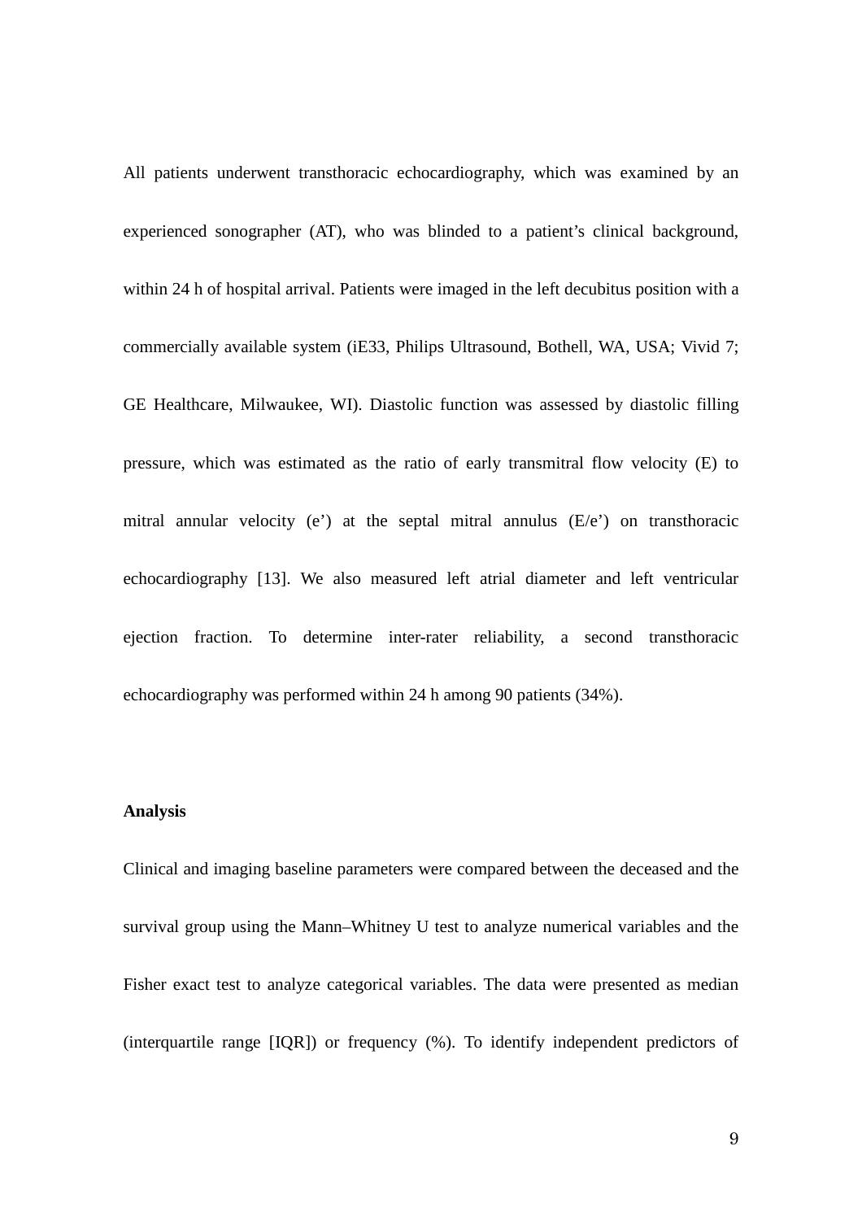All patients underwent transthoracic echocardiography, which was examined by an experienced sonographer (AT), who was blinded to a patient's clinical background, within 24 h of hospital arrival. Patients were imaged in the left decubitus position with a commercially available system (iE33, Philips Ultrasound, Bothell, WA, USA; Vivid 7; GE Healthcare, Milwaukee, WI). Diastolic function was assessed by diastolic filling pressure, which was estimated as the ratio of early transmitral flow velocity (E) to mitral annular velocity (e') at the septal mitral annulus (E/e') on transthoracic echocardiography [13]. We also measured left atrial diameter and left ventricular ejection fraction. To determine inter-rater reliability, a second transthoracic echocardiography was performed within 24 h among 90 patients (34%).

**Analysis**

Clinical and imaging baseline parameters were compared between the deceased and the survival group using the Mann–Whitney U test to analyze numerical variables and the Fisher exact test to analyze categorical variables. The data were presented as median (interquartile range [IQR]) or frequency (%). To identify independent predictors of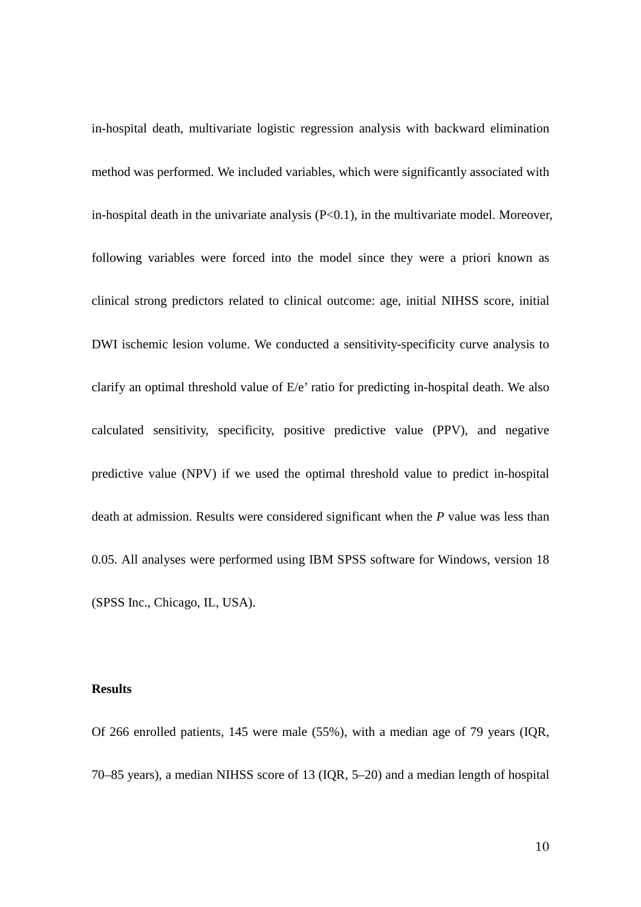in-hospital death, multivariate logistic regression analysis with backward elimination method was performed. We included variables, which were significantly associated with in-hospital death in the univariate analysis ($P<0.1$), in the multivariate model. Moreover, following variables were forced into the model since they were a priori known as clinical strong predictors related to clinical outcome: age, initial NIHSS score, initial DWI ischemic lesion volume. We conducted a sensitivity-specificity curve analysis to clarify an optimal threshold value of E/e' ratio for predicting in-hospital death. We also calculated sensitivity, specificity, positive predictive value (PPV), and negative predictive value (NPV) if we used the optimal threshold value to predict in-hospital death at admission. Results were considered significant when the *P* value was less than 0.05. All analyses were performed using IBM SPSS software for Windows, version 18 (SPSS Inc., Chicago, IL, USA).

**Results**

Of 266 enrolled patients, 145 were male (55%), with a median age of 79 years (IQR, 70–85 years), a median NIHSS score of 13 (IQR, 5–20) and a median length of hospital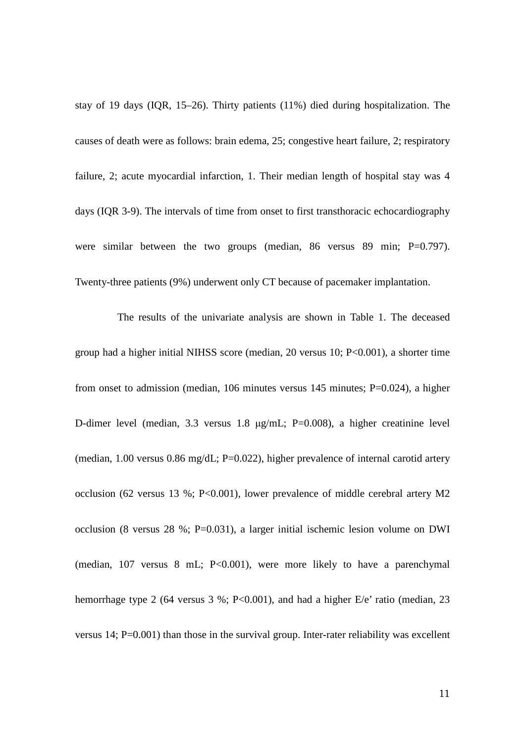stay of 19 days (IQR, 15–26). Thirty patients (11%) died during hospitalization. The causes of death were as follows: brain edema, 25; congestive heart failure, 2; respiratory failure, 2; acute myocardial infarction, 1. Their median length of hospital stay was 4 days (IQR 3-9). The intervals of time from onset to first transthoracic echocardiography were similar between the two groups (median, 86 versus 89 min; P=0.797). Twenty-three patients (9%) underwent only CT because of pacemaker implantation.

The results of the univariate analysis are shown in Table 1. The deceased group had a higher initial NIHSS score (median, 20 versus 10; P<0.001), a shorter time from onset to admission (median, 106 minutes versus 145 minutes; P=0.024), a higher D-dimer level (median, 3.3 versus 1.8 μg/mL; P=0.008), a higher creatinine level (median, 1.00 versus 0.86 mg/dL; P=0.022), higher prevalence of internal carotid artery occlusion (62 versus 13 %; P<0.001), lower prevalence of middle cerebral artery M2 occlusion (8 versus 28 %; P=0.031), a larger initial ischemic lesion volume on DWI (median, 107 versus 8 mL; P<0.001), were more likely to have a parenchymal hemorrhage type 2 (64 versus 3 %; P<0.001), and had a higher E/e' ratio (median, 23 versus 14; P=0.001) than those in the survival group. Inter-rater reliability was excellent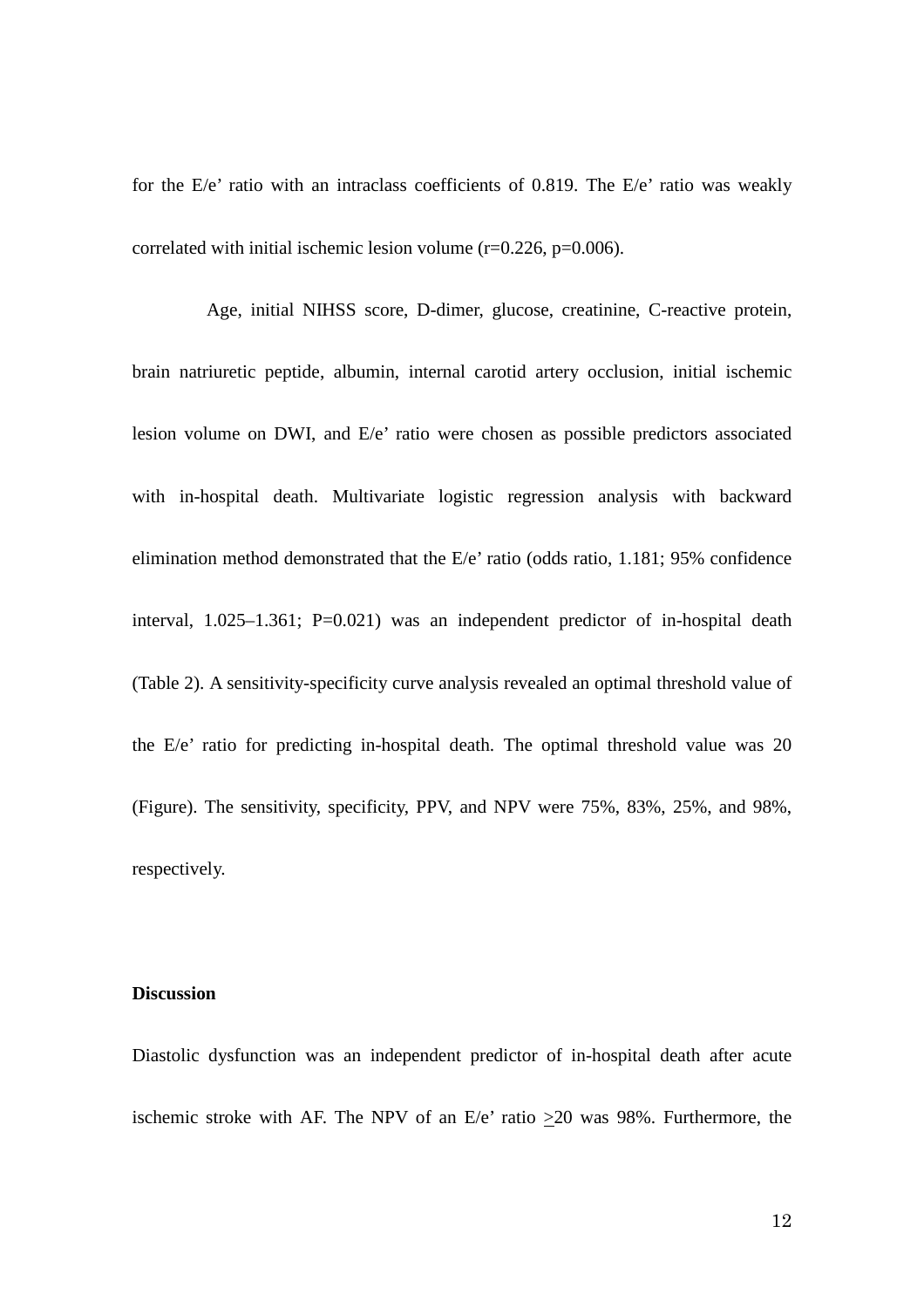for the E/e’ ratio with an intraclass coefficients of 0.819. The E/e’ ratio was weakly correlated with initial ischemic lesion volume (r=0.226, p=0.006).

Age, initial NIHSS score, D-dimer, glucose, creatinine, C-reactive protein, brain natriuretic peptide, albumin, internal carotid artery occlusion, initial ischemic lesion volume on DWI, and E/e’ ratio were chosen as possible predictors associated with in-hospital death. Multivariate logistic regression analysis with backward elimination method demonstrated that the E/e’ ratio (odds ratio, 1.181; 95% confidence interval, 1.025–1.361; P=0.021) was an independent predictor of in-hospital death (Table 2). A sensitivity-specificity curve analysis revealed an optimal threshold value of the E/e’ ratio for predicting in-hospital death. The optimal threshold value was 20 (Figure). The sensitivity, specificity, PPV, and NPV were 75%, 83%, 25%, and 98%, respectively.

**Discussion**

Diastolic dysfunction was an independent predictor of in-hospital death after acute ischemic stroke with AF. The NPV of an E/e’ ratio $\geq$20 was 98%. Furthermore, the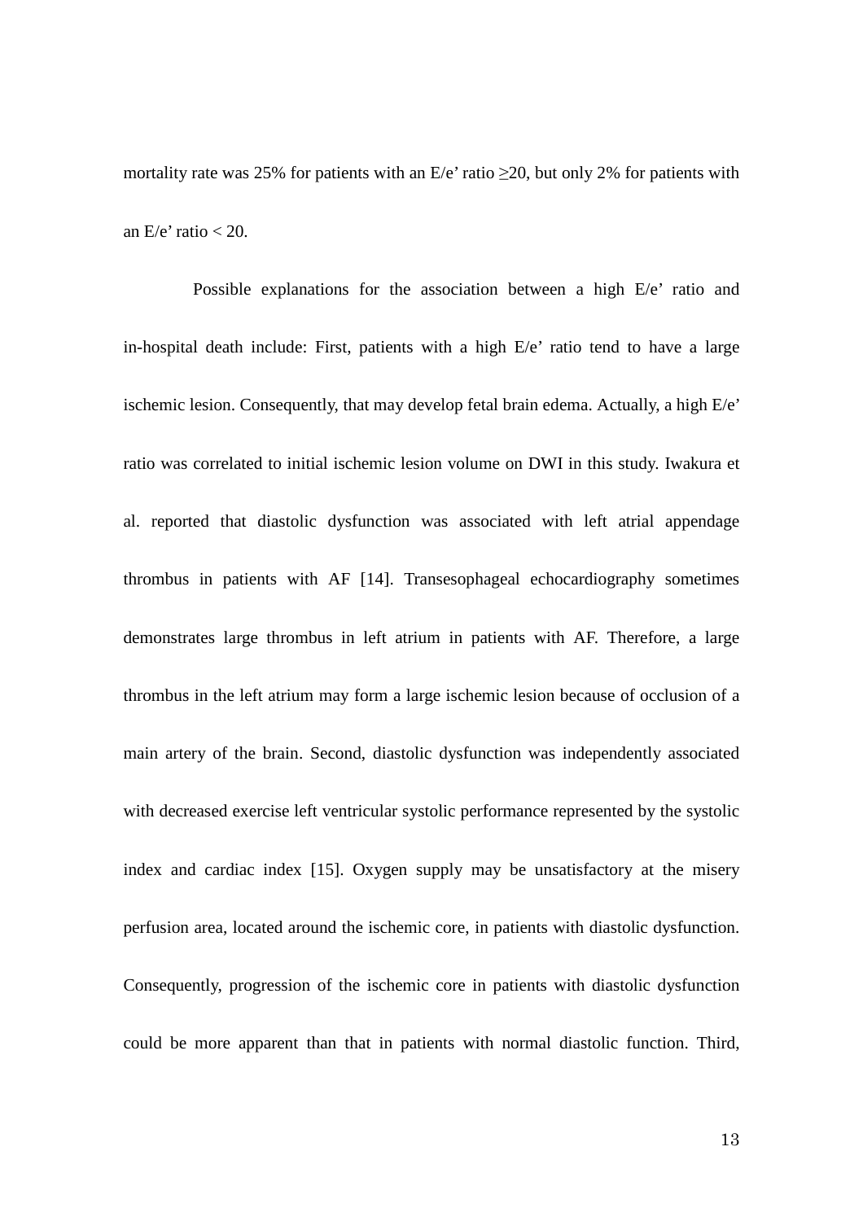mortality rate was 25% for patients with an E/e’ ratio ≥20, but only 2% for patients with an E/e’ ratio < 20.

Possible explanations for the association between a high E/e’ ratio and in-hospital death include: First, patients with a high E/e’ ratio tend to have a large ischemic lesion. Consequently, that may develop fetal brain edema. Actually, a high E/e’ ratio was correlated to initial ischemic lesion volume on DWI in this study. Iwakura et al. reported that diastolic dysfunction was associated with left atrial appendage thrombus in patients with AF [14]. Transesophageal echocardiography sometimes demonstrates large thrombus in left atrium in patients with AF. Therefore, a large thrombus in the left atrium may form a large ischemic lesion because of occlusion of a main artery of the brain. Second, diastolic dysfunction was independently associated with decreased exercise left ventricular systolic performance represented by the systolic index and cardiac index [15]. Oxygen supply may be unsatisfactory at the misery perfusion area, located around the ischemic core, in patients with diastolic dysfunction. Consequently, progression of the ischemic core in patients with diastolic dysfunction could be more apparent than that in patients with normal diastolic function. Third,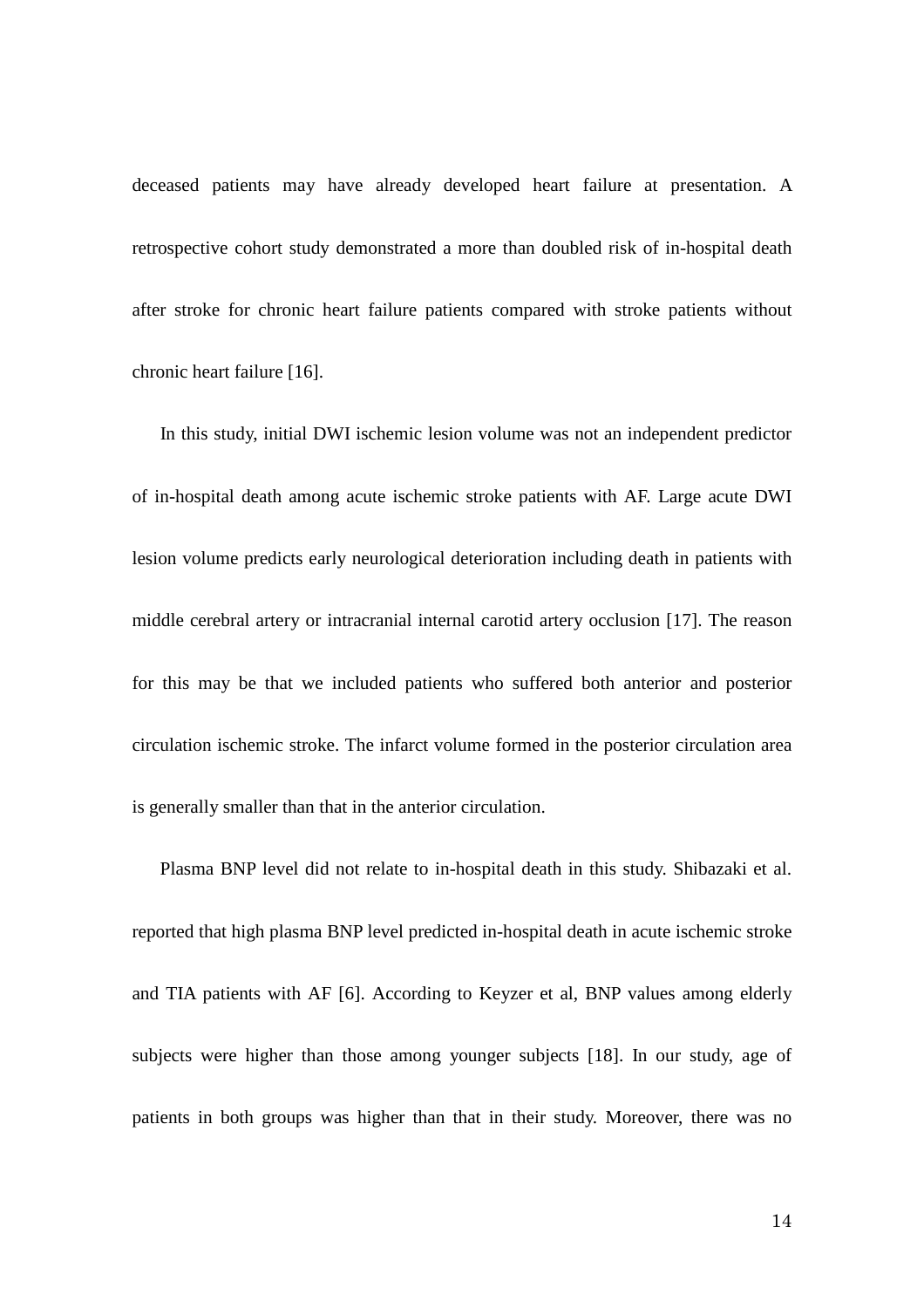deceased patients may have already developed heart failure at presentation. A retrospective cohort study demonstrated a more than doubled risk of in-hospital death after stroke for chronic heart failure patients compared with stroke patients without chronic heart failure [16].

In this study, initial DWI ischemic lesion volume was not an independent predictor of in-hospital death among acute ischemic stroke patients with AF. Large acute DWI lesion volume predicts early neurological deterioration including death in patients with middle cerebral artery or intracranial internal carotid artery occlusion [17]. The reason for this may be that we included patients who suffered both anterior and posterior circulation ischemic stroke. The infarct volume formed in the posterior circulation area is generally smaller than that in the anterior circulation.

Plasma BNP level did not relate to in-hospital death in this study. Shibazaki et al. reported that high plasma BNP level predicted in-hospital death in acute ischemic stroke and TIA patients with AF [6]. According to Keyzer et al, BNP values among elderly subjects were higher than those among younger subjects [18]. In our study, age of patients in both groups was higher than that in their study. Moreover, there was no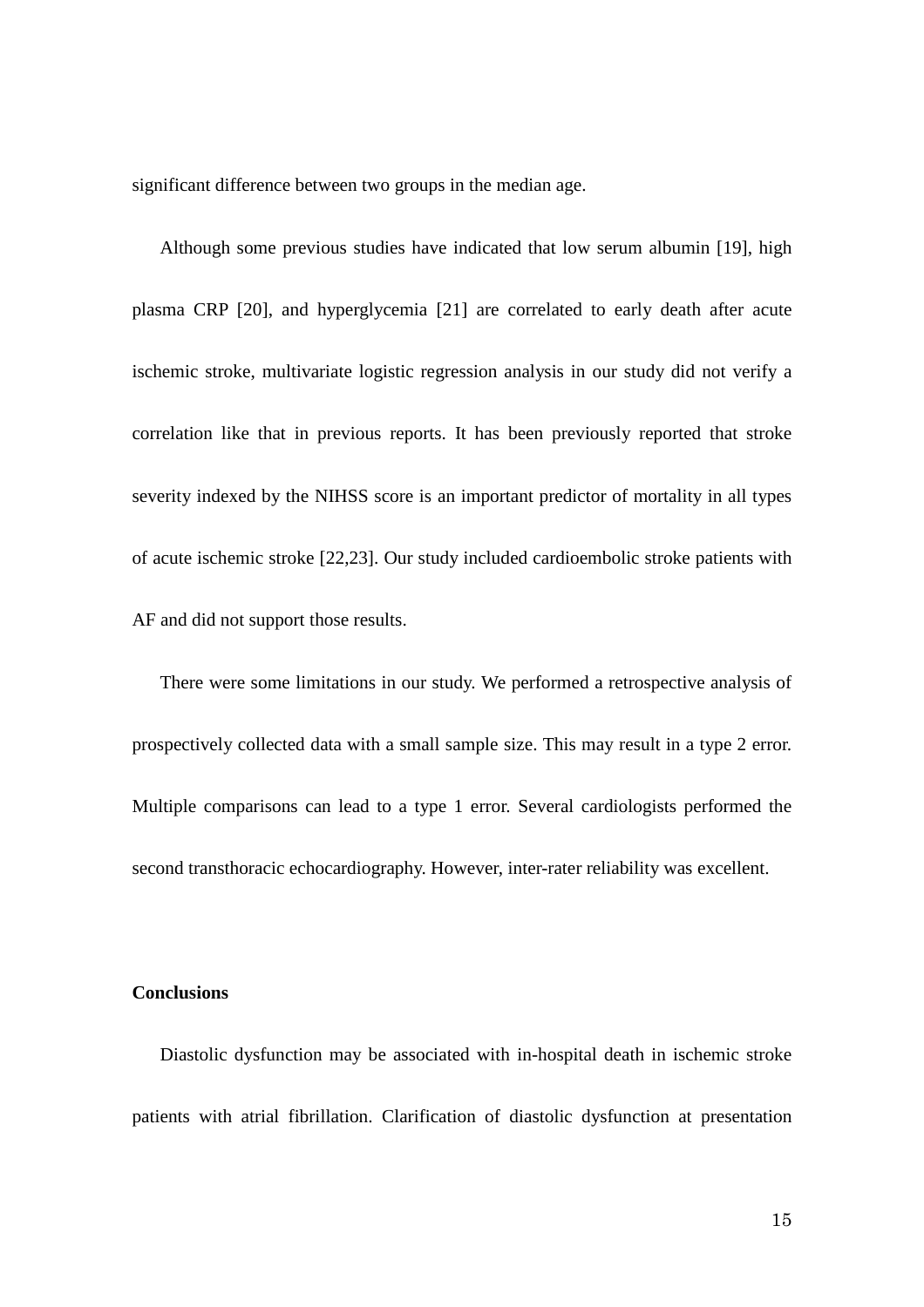significant difference between two groups in the median age.

Although some previous studies have indicated that low serum albumin [19], high plasma CRP [20], and hyperglycemia [21] are correlated to early death after acute ischemic stroke, multivariate logistic regression analysis in our study did not verify a correlation like that in previous reports. It has been previously reported that stroke severity indexed by the NIHSS score is an important predictor of mortality in all types of acute ischemic stroke [22,23]. Our study included cardioembolic stroke patients with AF and did not support those results.

There were some limitations in our study. We performed a retrospective analysis of prospectively collected data with a small sample size. This may result in a type 2 error. Multiple comparisons can lead to a type 1 error. Several cardiologists performed the second transthoracic echocardiography. However, inter-rater reliability was excellent.

**Conclusions**

Diastolic dysfunction may be associated with in-hospital death in ischemic stroke patients with atrial fibrillation. Clarification of diastolic dysfunction at presentation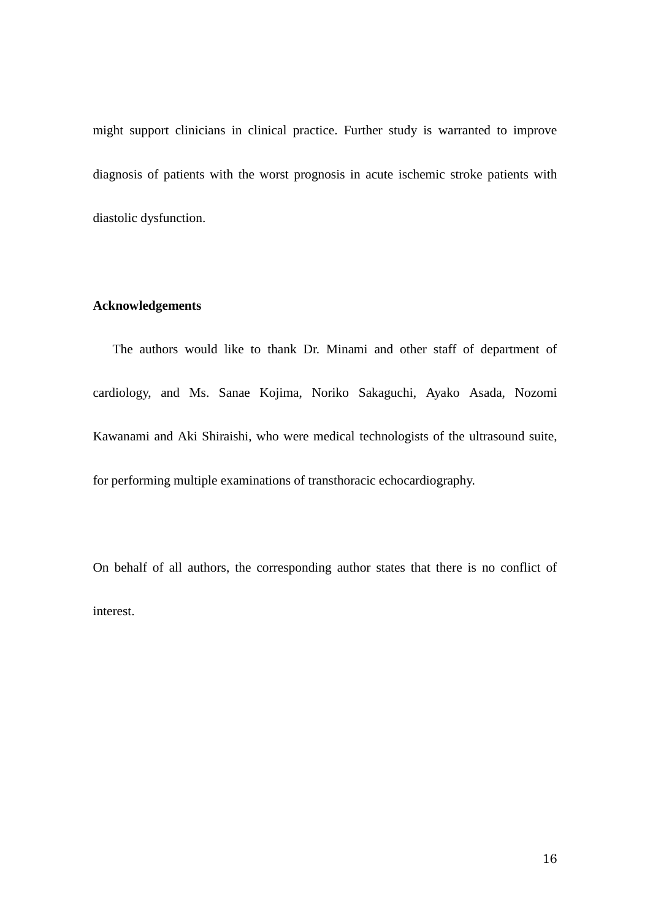might support clinicians in clinical practice. Further study is warranted to improve diagnosis of patients with the worst prognosis in acute ischemic stroke patients with diastolic dysfunction.

**Acknowledgements**

The authors would like to thank Dr. Minami and other staff of department of cardiology, and Ms. Sanae Kojima, Noriko Sakaguchi, Ayako Asada, Nozomi Kawanami and Aki Shiraishi, who were medical technologists of the ultrasound suite, for performing multiple examinations of transthoracic echocardiography.

On behalf of all authors, the corresponding author states that there is no conflict of interest.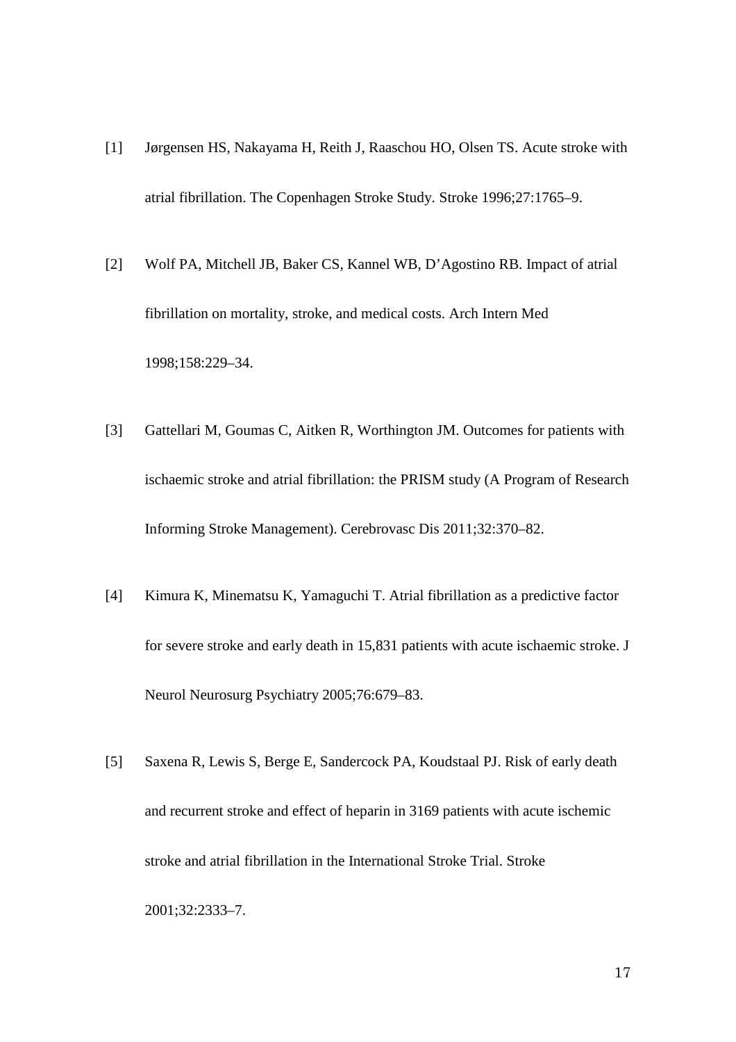[1] Jørgensen HS, Nakayama H, Reith J, Raaschou HO, Olsen TS. Acute stroke with atrial fibrillation. The Copenhagen Stroke Study. Stroke 1996;27:1765–9.

[2] Wolf PA, Mitchell JB, Baker CS, Kannel WB, D'Agostino RB. Impact of atrial fibrillation on mortality, stroke, and medical costs. Arch Intern Med 1998;158:229–34.

[3] Gattellari M, Goumas C, Aitken R, Worthington JM. Outcomes for patients with ischaemic stroke and atrial fibrillation: the PRISM study (A Program of Research Informing Stroke Management). Cerebrovasc Dis 2011;32:370–82.

[4] Kimura K, Minematsu K, Yamaguchi T. Atrial fibrillation as a predictive factor for severe stroke and early death in 15,831 patients with acute ischaemic stroke. J Neurol Neurosurg Psychiatry 2005;76:679–83.

[5] Saxena R, Lewis S, Berge E, Sandercock PA, Koudstaal PJ. Risk of early death and recurrent stroke and effect of heparin in 3169 patients with acute ischemic stroke and atrial fibrillation in the International Stroke Trial. Stroke 2001;32:2333–7.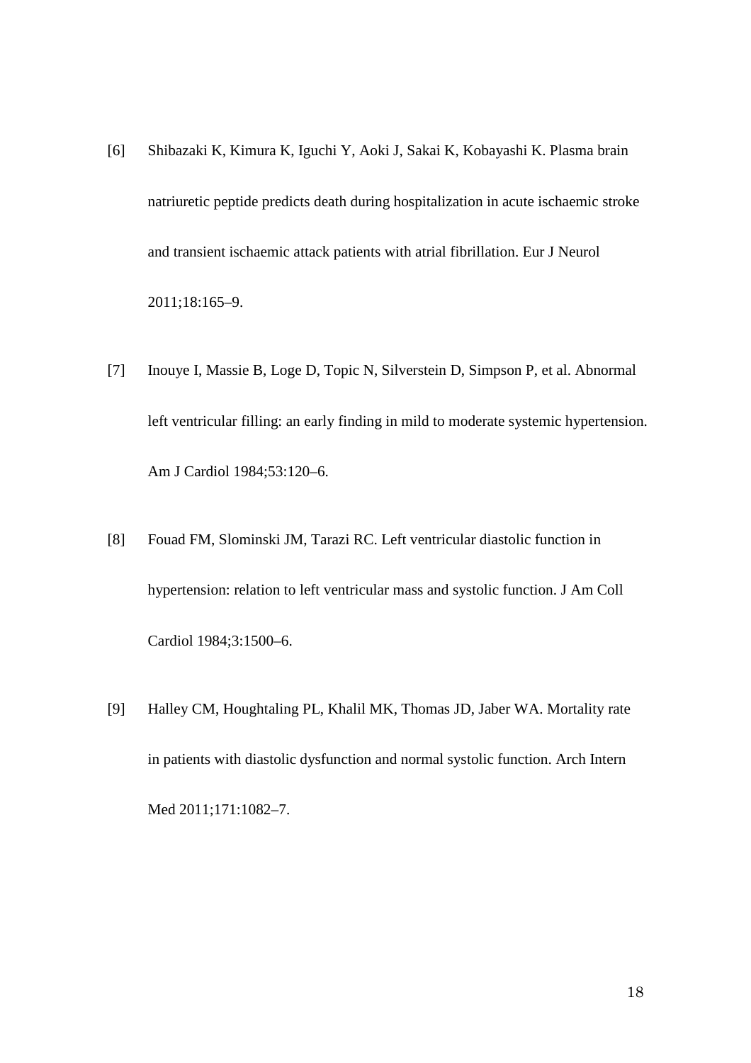[6] Shibazaki K, Kimura K, Iguchi Y, Aoki J, Sakai K, Kobayashi K. Plasma brain natriuretic peptide predicts death during hospitalization in acute ischaemic stroke and transient ischaemic attack patients with atrial fibrillation. Eur J Neurol 2011;18:165–9.

[7] Inouye I, Massie B, Loge D, Topic N, Silverstein D, Simpson P, et al. Abnormal left ventricular filling: an early finding in mild to moderate systemic hypertension. Am J Cardiol 1984;53:120–6.

[8] Fouad FM, Slominski JM, Tarazi RC. Left ventricular diastolic function in hypertension: relation to left ventricular mass and systolic function. J Am Coll Cardiol 1984;3:1500–6.

[9] Halley CM, Houghtaling PL, Khalil MK, Thomas JD, Jaber WA. Mortality rate in patients with diastolic dysfunction and normal systolic function. Arch Intern Med 2011;171:1082–7.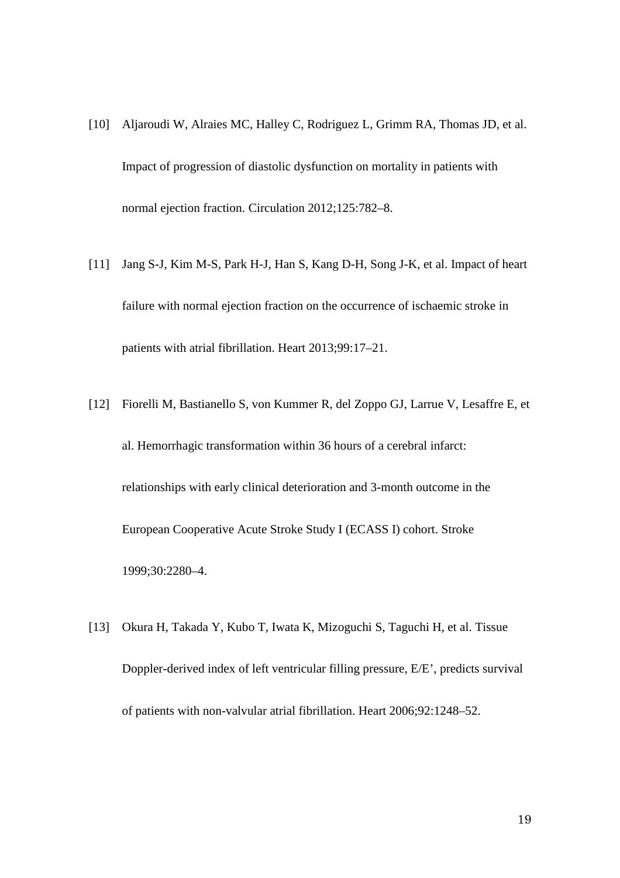[10] Aljaroudi W, Alraies MC, Halley C, Rodriguez L, Grimm RA, Thomas JD, et al. Impact of progression of diastolic dysfunction on mortality in patients with normal ejection fraction. Circulation 2012;125:782–8.

[11] Jang S-J, Kim M-S, Park H-J, Han S, Kang D-H, Song J-K, et al. Impact of heart failure with normal ejection fraction on the occurrence of ischaemic stroke in patients with atrial fibrillation. Heart 2013;99:17–21.

[12] Fiorelli M, Bastianello S, von Kummer R, del Zoppo GJ, Larrue V, Lesaffre E, et al. Hemorrhagic transformation within 36 hours of a cerebral infarct: relationships with early clinical deterioration and 3-month outcome in the European Cooperative Acute Stroke Study I (ECASS I) cohort. Stroke 1999;30:2280–4.

[13] Okura H, Takada Y, Kubo T, Iwata K, Mizoguchi S, Taguchi H, et al. Tissue Doppler-derived index of left ventricular filling pressure, E/E', predicts survival of patients with non-valvular atrial fibrillation. Heart 2006;92:1248–52.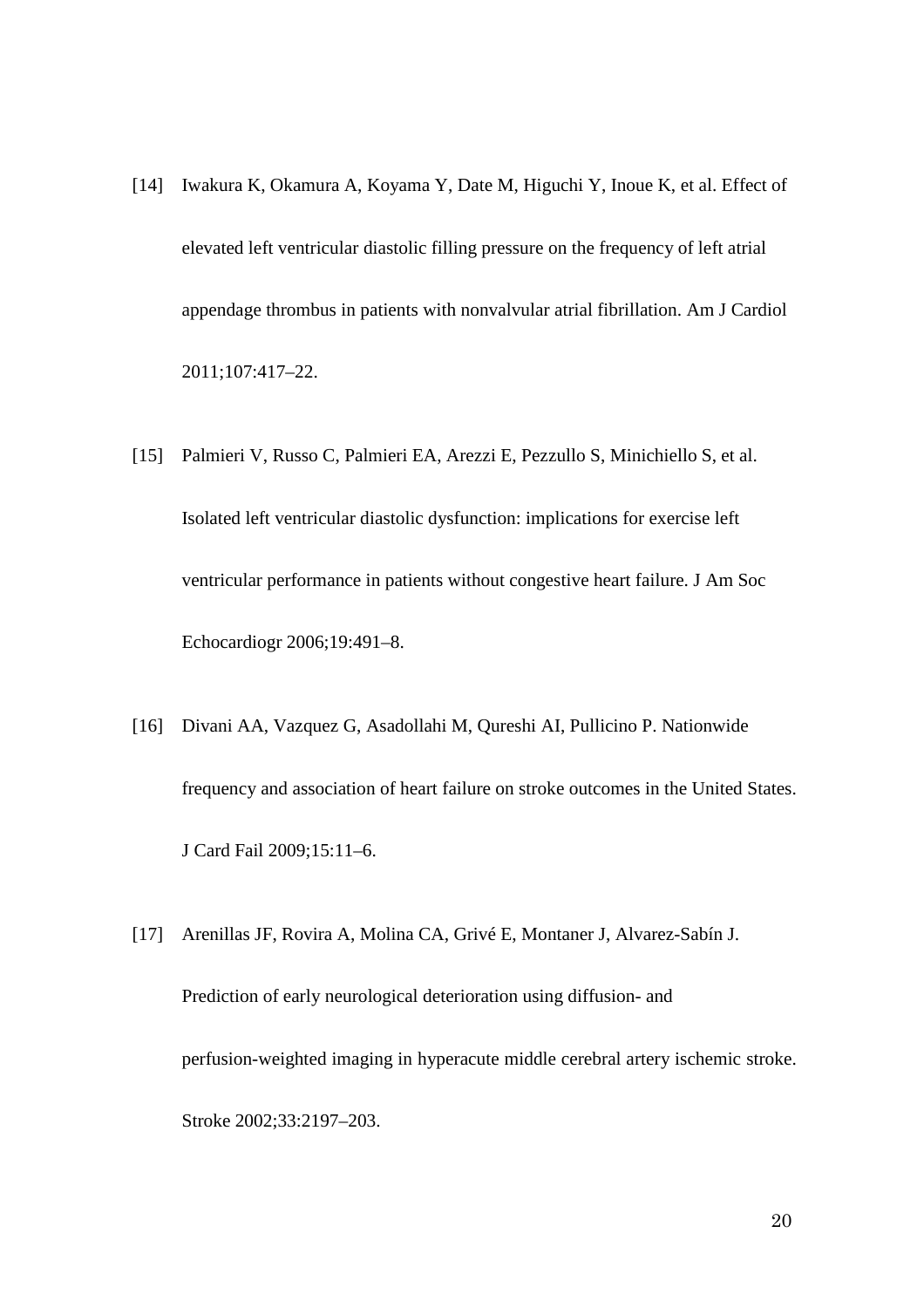[14] Iwakura K, Okamura A, Koyama Y, Date M, Higuchi Y, Inoue K, et al. Effect of elevated left ventricular diastolic filling pressure on the frequency of left atrial appendage thrombus in patients with nonvalvular atrial fibrillation. Am J Cardiol 2011;107:417–22.

[15] Palmieri V, Russo C, Palmieri EA, Arezzi E, Pezzullo S, Minichiello S, et al. Isolated left ventricular diastolic dysfunction: implications for exercise left ventricular performance in patients without congestive heart failure. J Am Soc Echocardiogr 2006;19:491–8.

[16] Divani AA, Vazquez G, Asadollahi M, Qureshi AI, Pullicino P. Nationwide frequency and association of heart failure on stroke outcomes in the United States. J Card Fail 2009;15:11–6.

[17] Arenillas JF, Rovira A, Molina CA, Grivé E, Montaner J, Alvarez-Sabín J. Prediction of early neurological deterioration using diffusion- and perfusion-weighted imaging in hyperacute middle cerebral artery ischemic stroke. Stroke 2002;33:2197–203.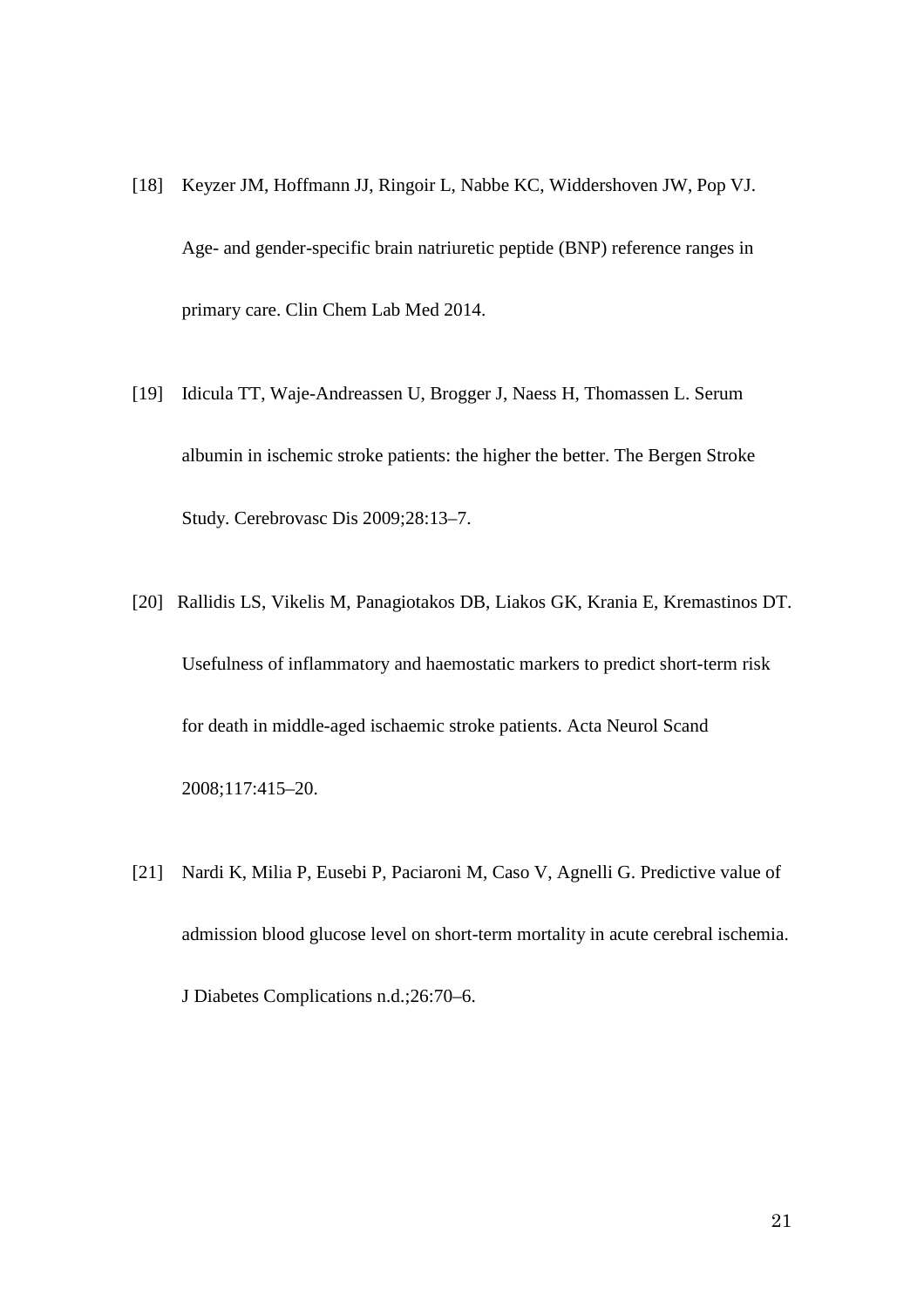[18] Keyzer JM, Hoffmann JJ, Ringoir L, Nabbe KC, Widdershoven JW, Pop VJ. Age- and gender-specific brain natriuretic peptide (BNP) reference ranges in primary care. Clin Chem Lab Med 2014.

[19] Idicula TT, Waje-Andreassen U, Brogger J, Naess H, Thomassen L. Serum albumin in ischemic stroke patients: the higher the better. The Bergen Stroke Study. Cerebrovasc Dis 2009;28:13–7.

[20] Rallidis LS, Vikelis M, Panagiotakos DB, Liakos GK, Krania E, Kremastinos DT. Usefulness of inflammatory and haemostatic markers to predict short-term risk for death in middle-aged ischaemic stroke patients. Acta Neurol Scand 2008;117:415–20.

[21] Nardi K, Milia P, Eusebi P, Paciaroni M, Caso V, Agnelli G. Predictive value of admission blood glucose level on short-term mortality in acute cerebral ischemia. J Diabetes Complications n.d.;26:70–6.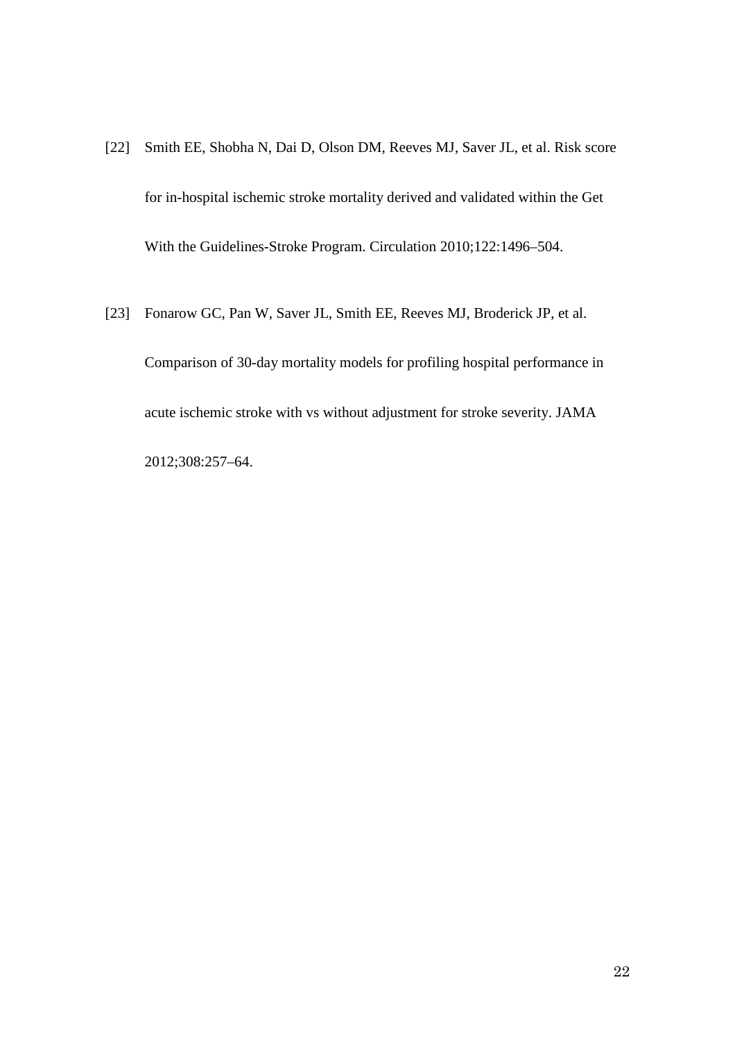[22] Smith EE, Shobha N, Dai D, Olson DM, Reeves MJ, Saver JL, et al. Risk score for in-hospital ischemic stroke mortality derived and validated within the Get With the Guidelines-Stroke Program. Circulation 2010;122:1496–504.

[23] Fonarow GC, Pan W, Saver JL, Smith EE, Reeves MJ, Broderick JP, et al. Comparison of 30-day mortality models for profiling hospital performance in acute ischemic stroke with vs without adjustment for stroke severity. JAMA 2012;308:257–64.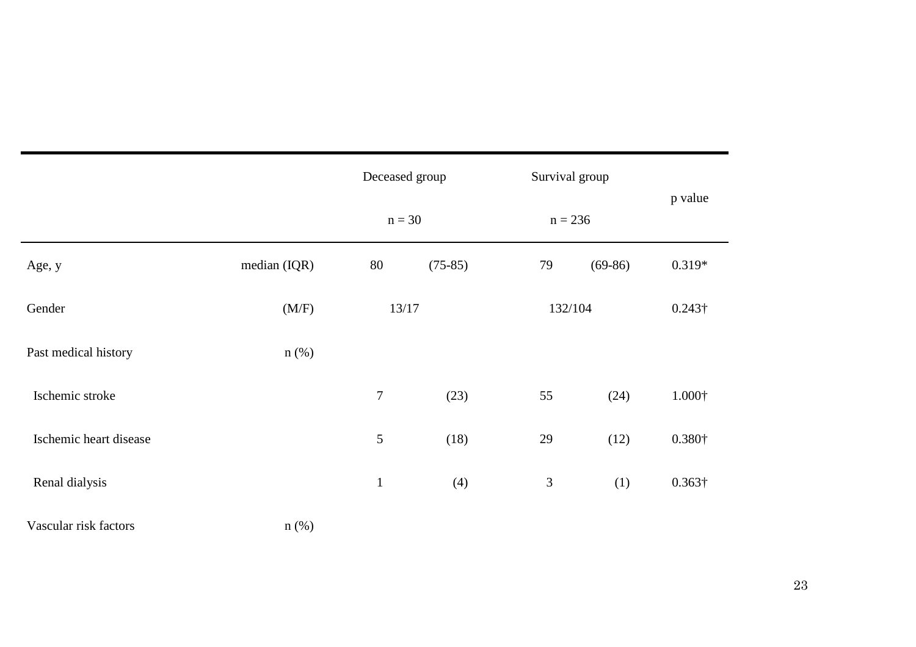| | | Deceased group n = 30 | | Survival group n = 236 | | p value |
|---|---|---|---|---|---|---|
| Age, y | median (IQR) | 80 | (75-85) | 79 | (69-86) | 0.319* |
| Gender | (M/F) | 13/17 | | 132/104 | | 0.243† |
| Past medical history | n (%) | | | | | |
| Ischemic stroke | | 7 | (23) | 55 | (24) | 1.000† |
| Ischemic heart disease | | 5 | (18) | 29 | (12) | 0.380† |
| Renal dialysis | | 1 | (4) | 3 | (1) | 0.363† |
| Vascular risk factors | n (%) | | | | | |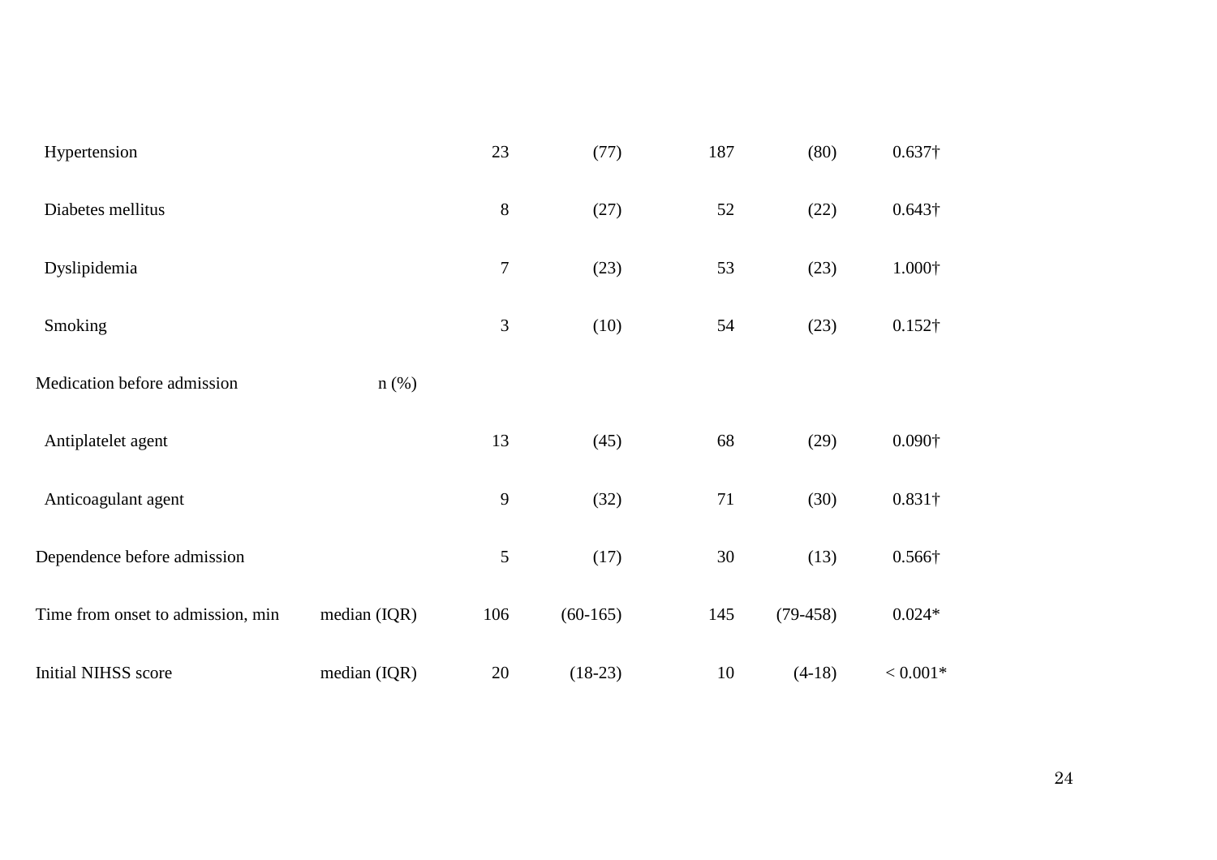| | | | | | | |
|---|---|---|---|---|---|---|
| Hypertension | | 23 | (77) | 187 | (80) | 0.637† |
| Diabetes mellitus | | 8 | (27) | 52 | (22) | 0.643† |
| Dyslipidemia | | 7 | (23) | 53 | (23) | 1.000† |
| Smoking | | 3 | (10) | 54 | (23) | 0.152† |
| Medication before admission | n (%) | | | | | |
| Antiplatelet agent | | 13 | (45) | 68 | (29) | 0.090† |
| Anticoagulant agent | | 9 | (32) | 71 | (30) | 0.831† |
| Dependence before admission | | 5 | (17) | 30 | (13) | 0.566† |
| Time from onset to admission, min | median (IQR) | 106 | (60-165) | 145 | (79-458) | 0.024* |
| Initial NIHSS score | median (IQR) | 20 | (18-23) | 10 | (4-18) | < 0.001* |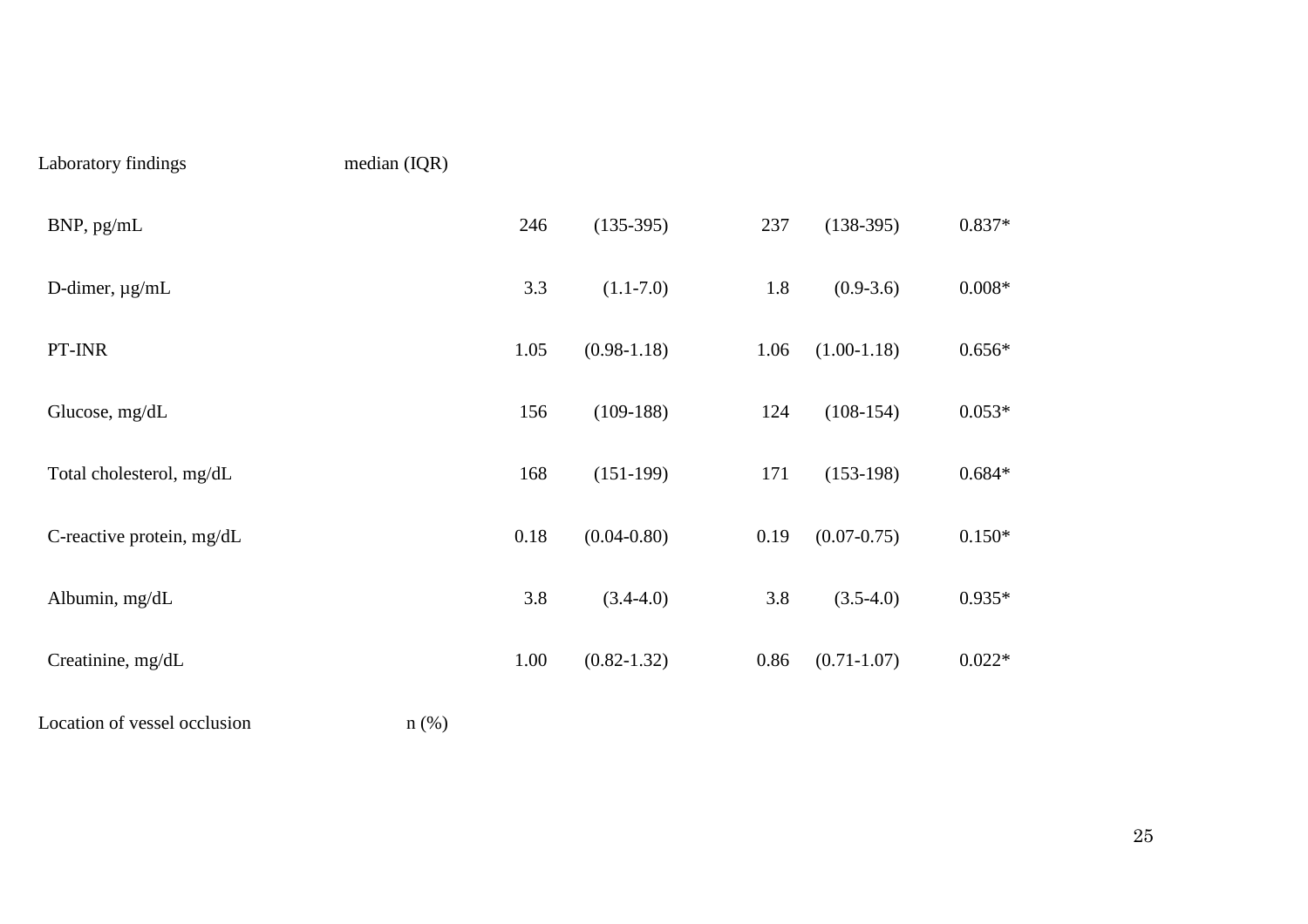| Laboratory findings | median (IQR) | | | | | |
|---|---|---|---|---|---|---|
| BNP, pg/mL | | 246 | (135-395) | 237 | (138-395) | 0.837* |
| D-dimer, µg/mL | | 3.3 | (1.1-7.0) | 1.8 | (0.9-3.6) | 0.008* |
| PT-INR | | 1.05 | (0.98-1.18) | 1.06 | (1.00-1.18) | 0.656* |
| Glucose, mg/dL | | 156 | (109-188) | 124 | (108-154) | 0.053* |
| Total cholesterol, mg/dL | | 168 | (151-199) | 171 | (153-198) | 0.684* |
| C-reactive protein, mg/dL | | 0.18 | (0.04-0.80) | 0.19 | (0.07-0.75) | 0.150* |
| Albumin, mg/dL | | 3.8 | (3.4-4.0) | 3.8 | (3.5-4.0) | 0.935* |
| Creatinine, mg/dL | | 1.00 | (0.82-1.32) | 0.86 | (0.71-1.07) | 0.022* |
| Location of vessel occlusion | n (%) | | | | | |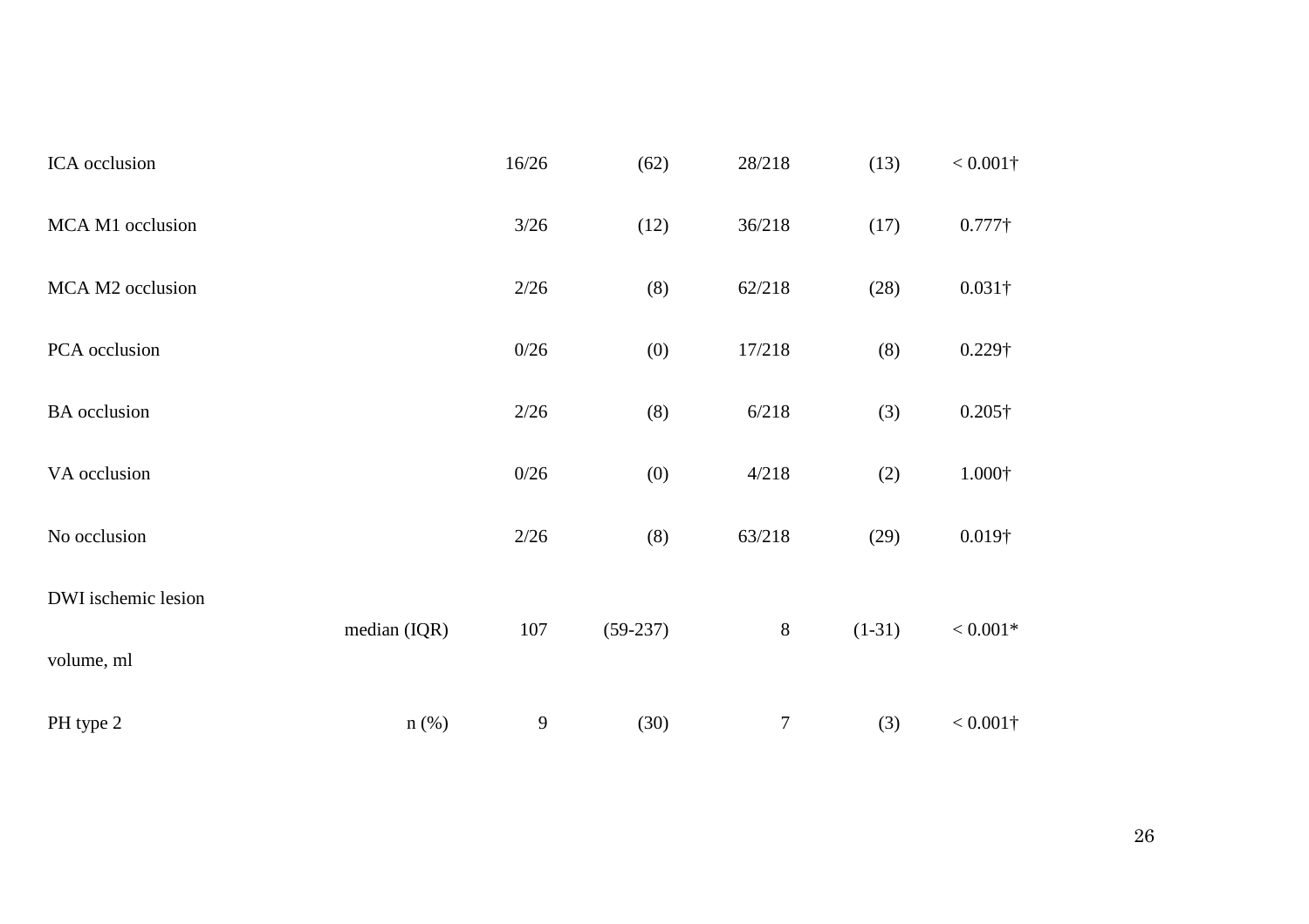| | | | | | | |
|---|---|---|---|---|---|---|
| ICA occlusion | | 16/26 | (62) | 28/218 | (13) | < 0.001† |
| MCA M1 occlusion | | 3/26 | (12) | 36/218 | (17) | 0.777† |
| MCA M2 occlusion | | 2/26 | (8) | 62/218 | (28) | 0.031† |
| PCA occlusion | | 0/26 | (0) | 17/218 | (8) | 0.229† |
| BA occlusion | | 2/26 | (8) | 6/218 | (3) | 0.205† |
| VA occlusion | | 0/26 | (0) | 4/218 | (2) | 1.000† |
| No occlusion | | 2/26 | (8) | 63/218 | (29) | 0.019† |
| DWI ischemic lesion volume, ml | median (IQR) | 107 | (59-237) | 8 | (1-31) | < 0.001* |
| PH type 2 | n (%) | 9 | (30) | 7 | (3) | < 0.001† |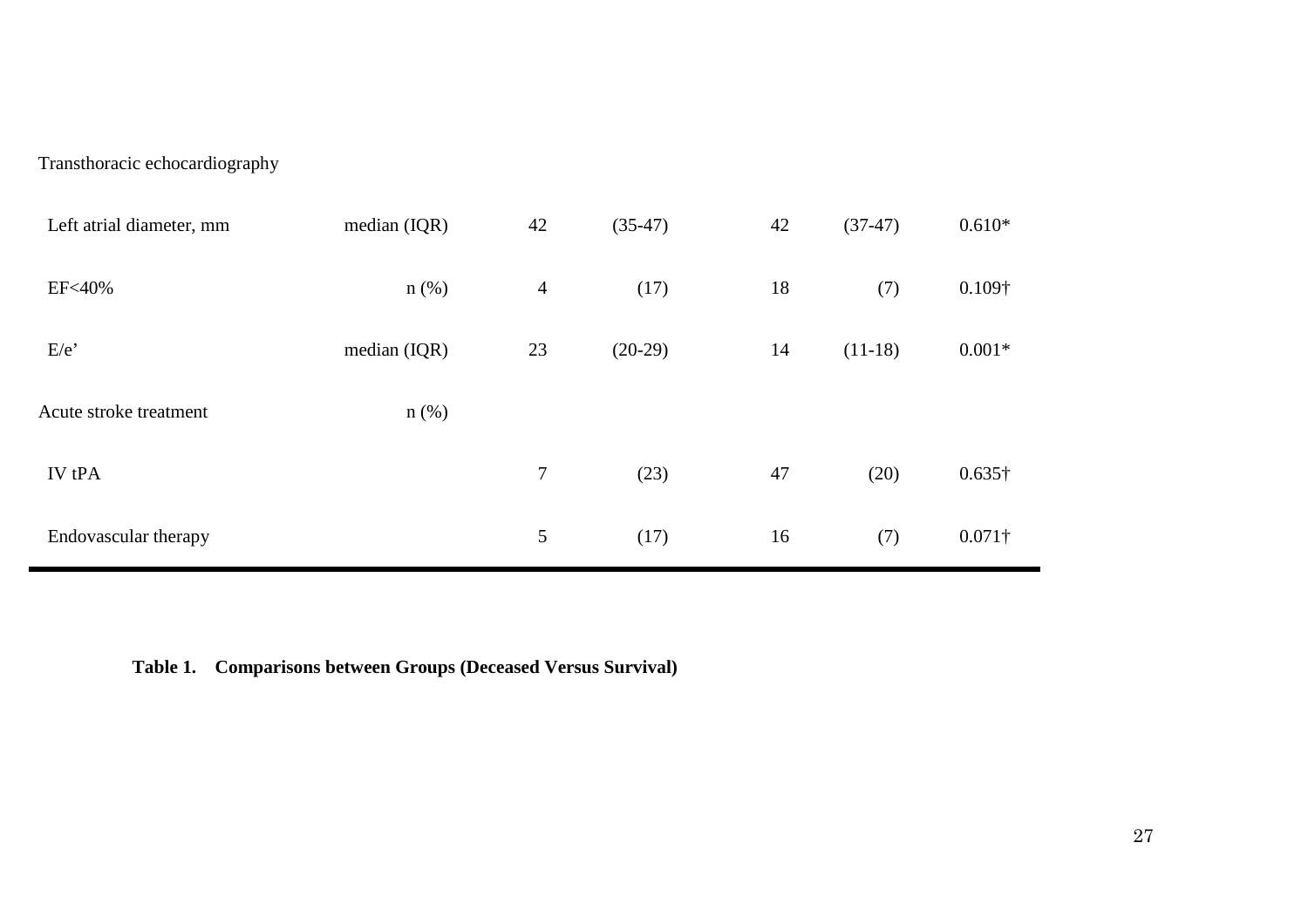| | | | | | | |
|---|---|---|---|---|---|---|
| Transthoracic echocardiography | | | | | | |
| Left atrial diameter, mm | median (IQR) | 42 | (35-47) | 42 | (37-47) | 0.610* |
| EF<40% | n (%) | 4 | (17) | 18 | (7) | 0.109† |
| E/e’ | median (IQR) | 23 | (20-29) | 14 | (11-18) | 0.001* |
| Acute stroke treatment | n (%) | | | | | |
| IV tPA | | 7 | (23) | 47 | (20) | 0.635† |
| Endovascular therapy | | 5 | (17) | 16 | (7) | 0.071† |

**Table 1. Comparisons between Groups (Deceased Versus Survival)**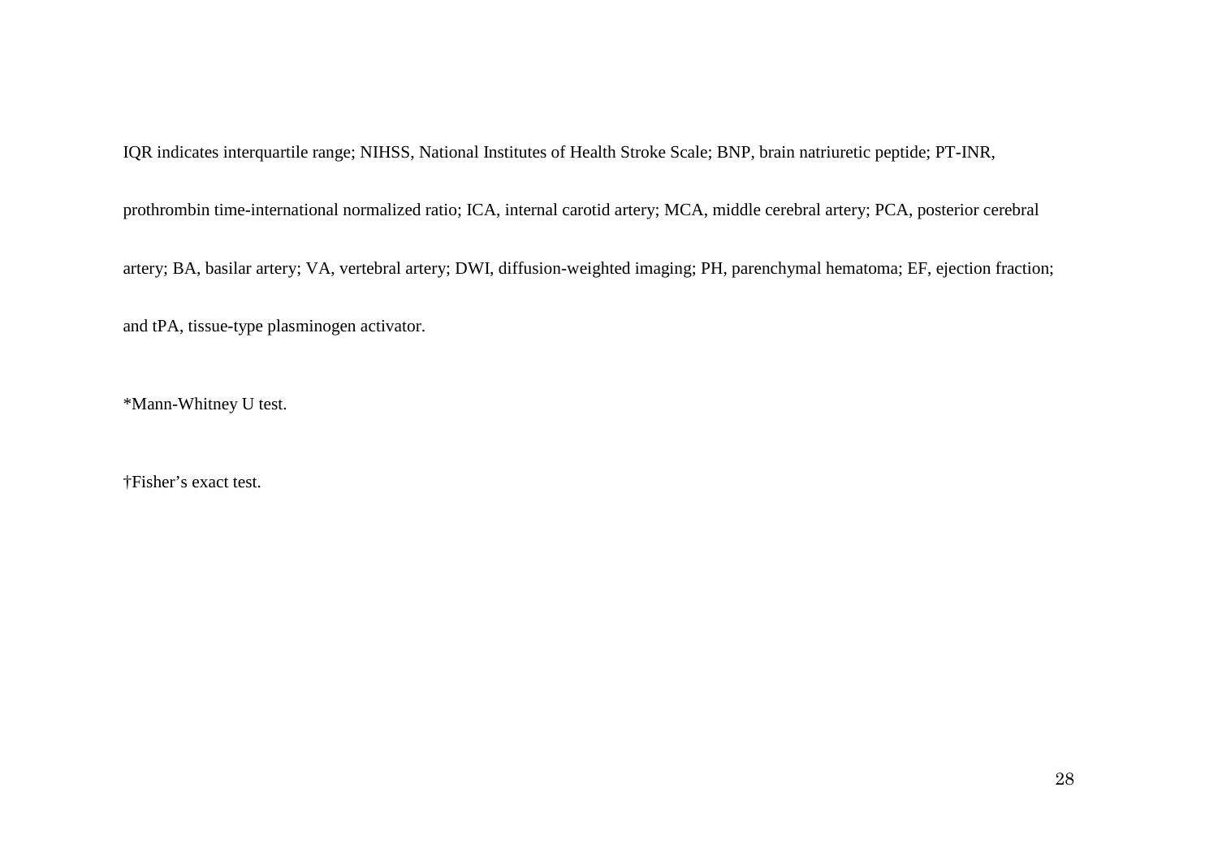IQR indicates interquartile range; NIHSS, National Institutes of Health Stroke Scale; BNP, brain natriuretic peptide; PT-INR, prothrombin time-international normalized ratio; ICA, internal carotid artery; MCA, middle cerebral artery; PCA, posterior cerebral artery; BA, basilar artery; VA, vertebral artery; DWI, diffusion-weighted imaging; PH, parenchymal hematoma; EF, ejection fraction; and tPA, tissue-type plasminogen activator.

*Mann-Whitney U test.

†Fisher's exact test.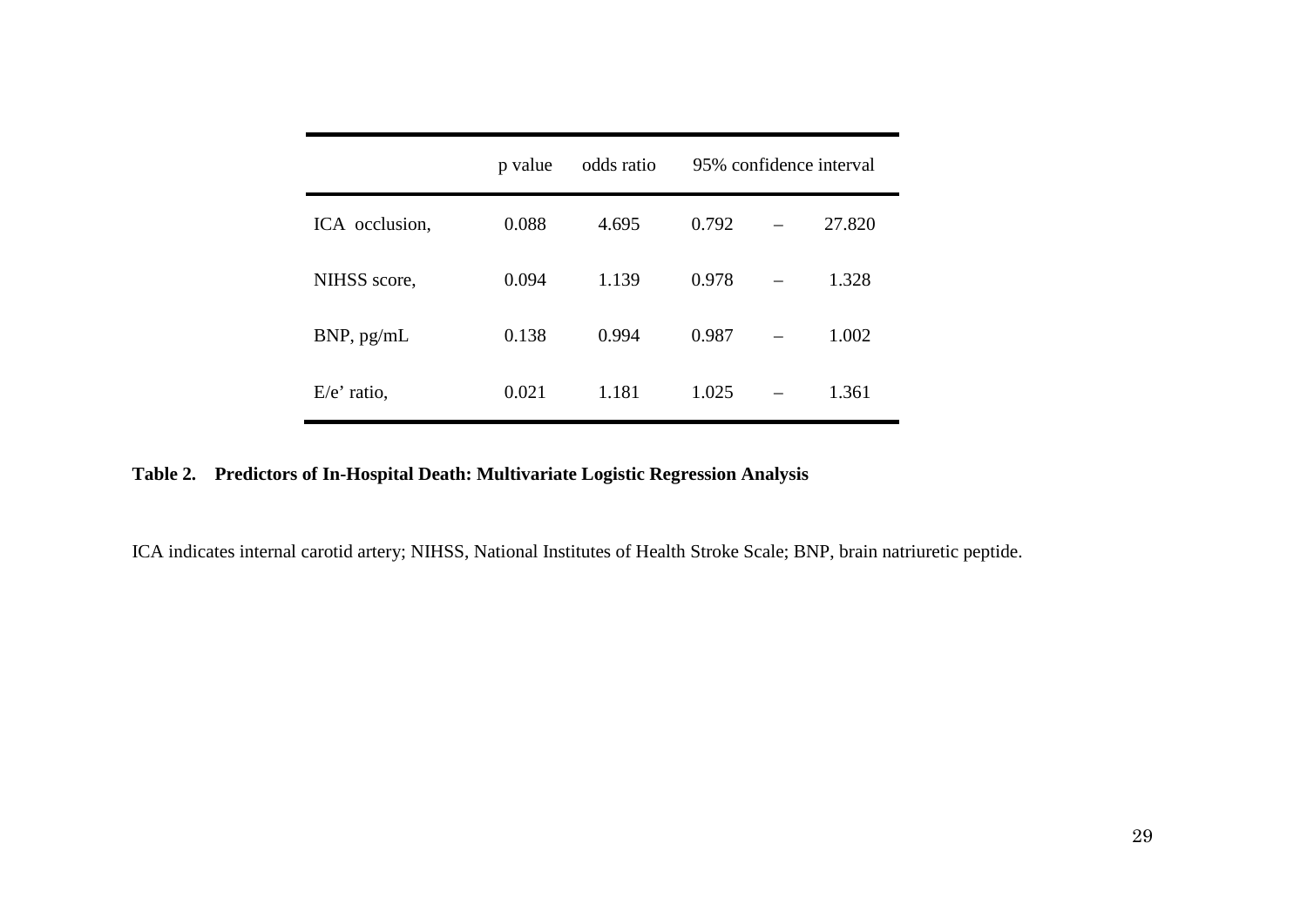| | p value | odds ratio | 95% confidence interval |
|---|---|---|---|
| ICA occlusion, | 0.088 | 4.695 | 0.792 – 27.820 |
| NIHSS score, | 0.094 | 1.139 | 0.978 – 1.328 |
| BNP, pg/mL | 0.138 | 0.994 | 0.987 – 1.002 |
| E/e’ ratio, | 0.021 | 1.181 | 1.025 – 1.361 |

**Table 2. Predictors of In-Hospital Death: Multivariate Logistic Regression Analysis**

ICA indicates internal carotid artery; NIHSS, National Institutes of Health Stroke Scale; BNP, brain natriuretic peptide.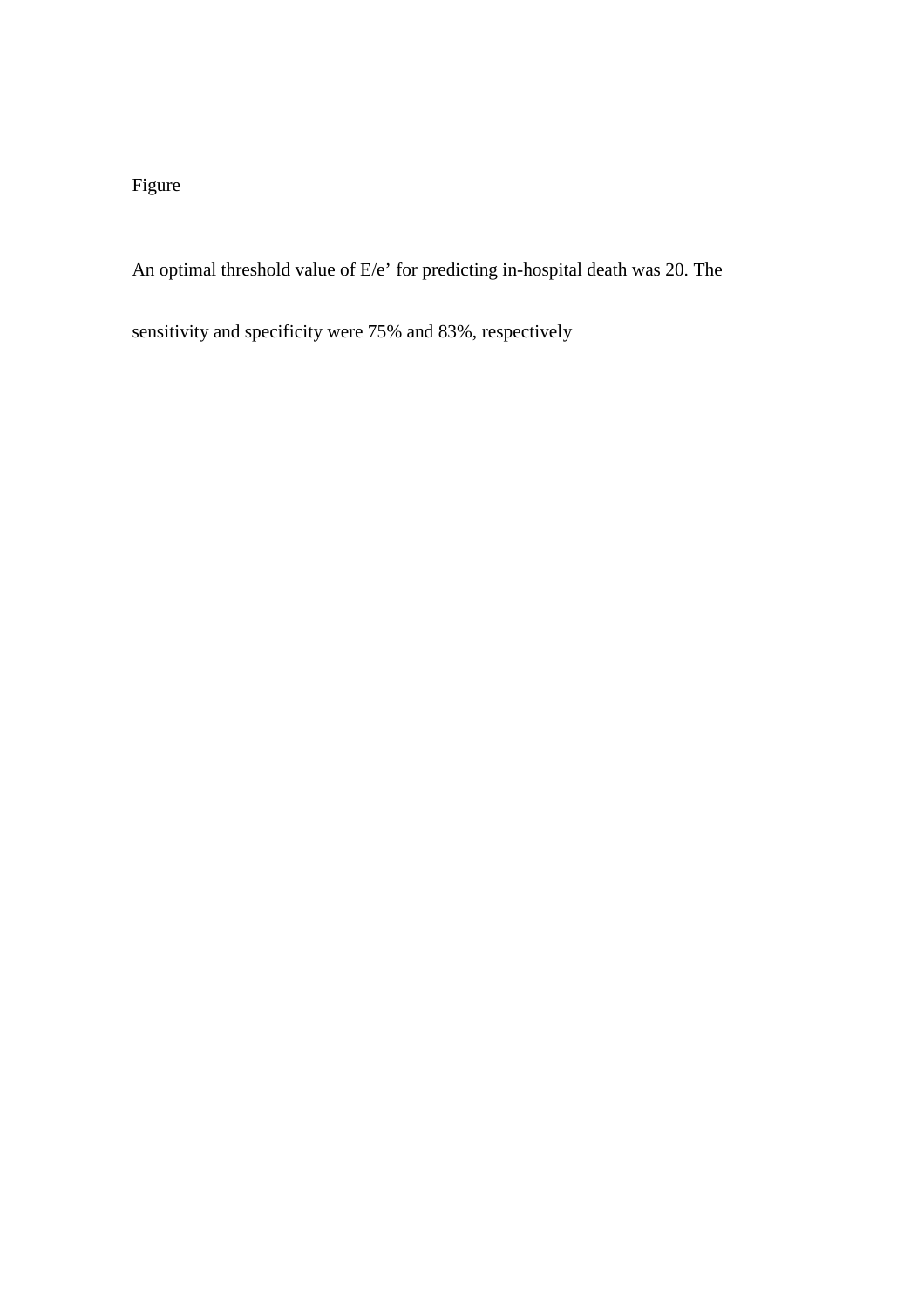Figure

An optimal threshold value of E/e’ for predicting in-hospital death was 20. The sensitivity and specificity were 75% and 83%, respectively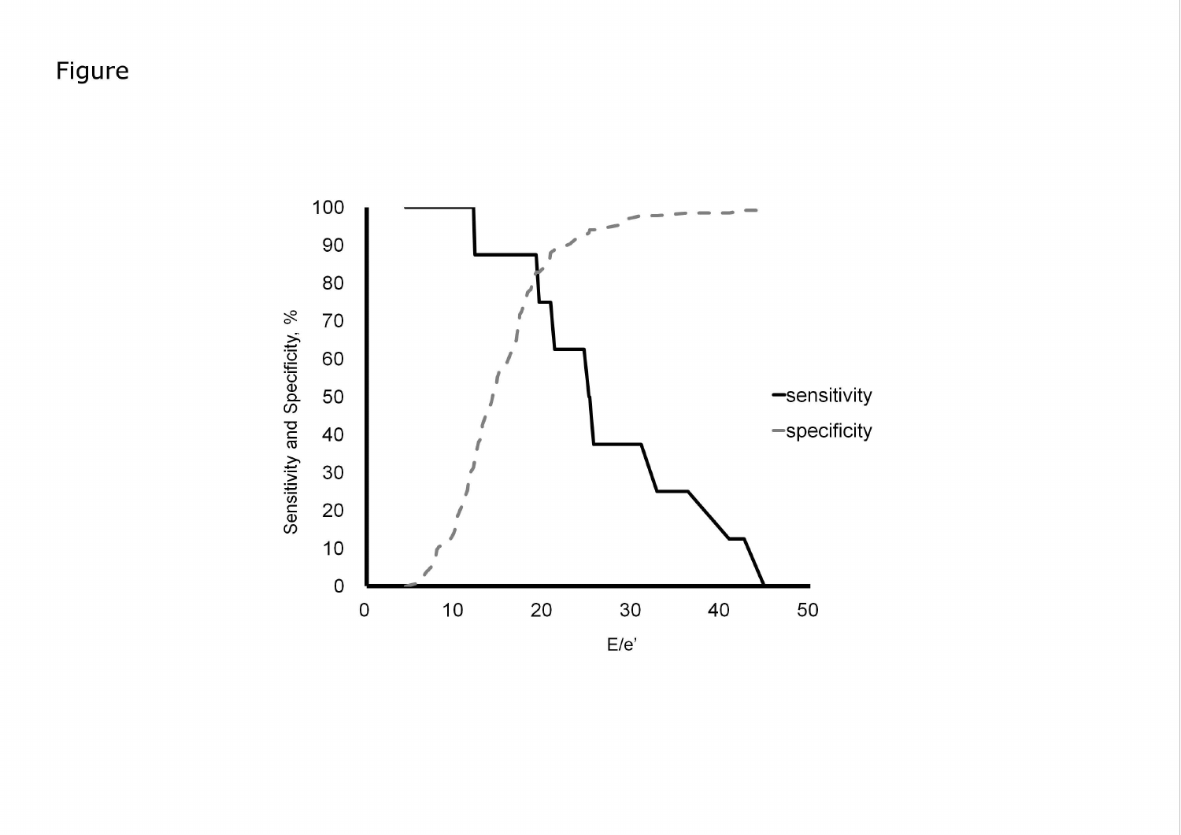Figure

100
90
80
70
60
50
40
30
20
10
0

Sensitivity and Specificity, %

0
10
20
30
40
50

E/e'

sensitivity
specificity